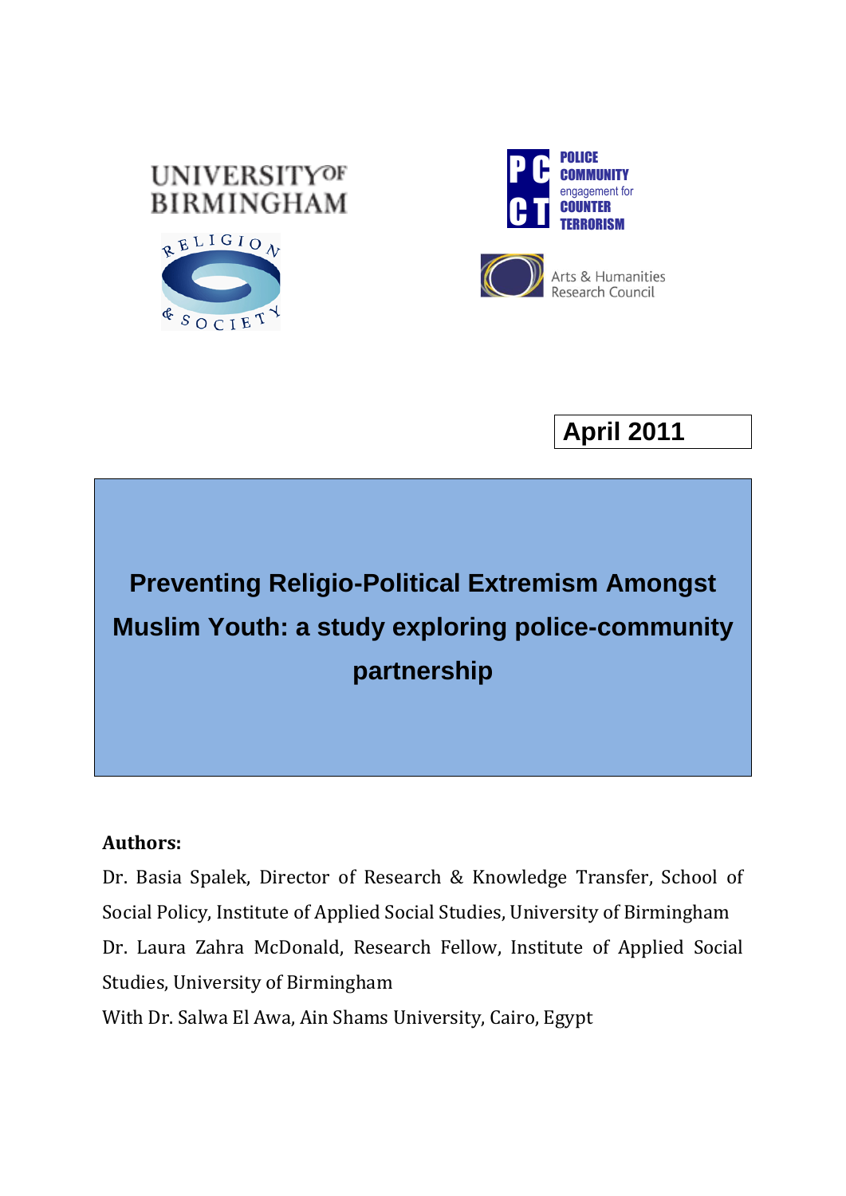April 2011

# Preventing Religio-Political Extremism Amongst Muslim Youth: a study exploring police-community partnership

**Authors:**

Dr. Basia Spalek, Director of Research & Knowledge Transfer, School of Social Policy, Institute of Applied Social Studies, University of Birmingham

Dr. Laura Zahra McDonald, Research Fellow, Institute of Applied Social Studies, University of Birmingham

With Dr. Salwa El Awa, Ain Shams University, Cairo, Egypt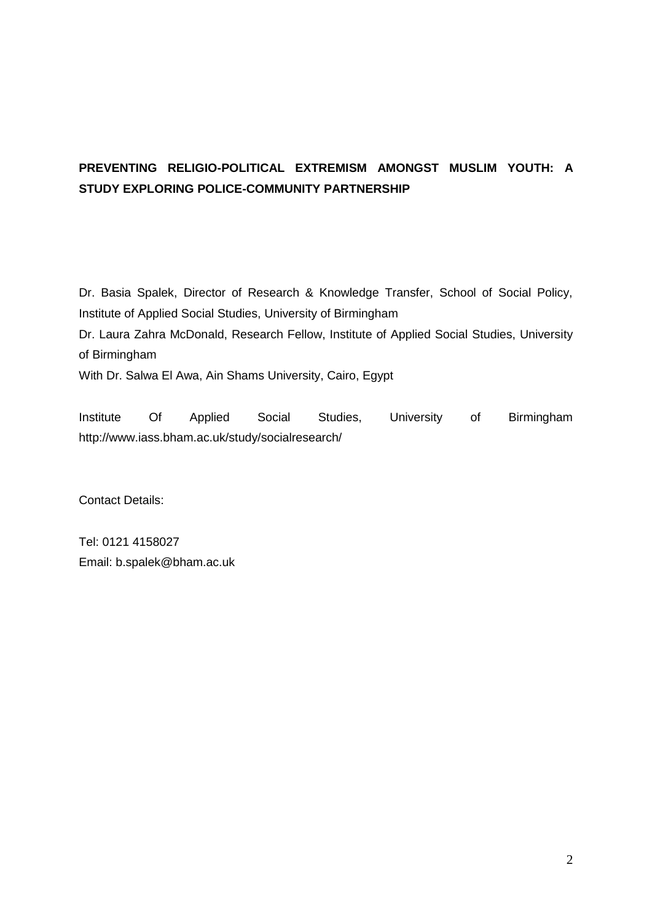# PREVENTING RELIGIO-POLITICAL EXTREMISM AMONGST MUSLIM YOUTH: A STUDY EXPLORING POLICE-COMMUNITY PARTNERSHIP

Dr. Basia Spalek, Director of Research & Knowledge Transfer, School of Social Policy, Institute of Applied Social Studies, University of Birmingham

Dr. Laura Zahra McDonald, Research Fellow, Institute of Applied Social Studies, University of Birmingham

With Dr. Salwa El Awa, Ain Shams University, Cairo, Egypt

Institute Of Applied Social Studies, University of Birmingham
http://www.iass.bham.ac.uk/study/socialresearch/

Contact Details:

Tel: 0121 4158027
Email: b.spalek@bham.ac.uk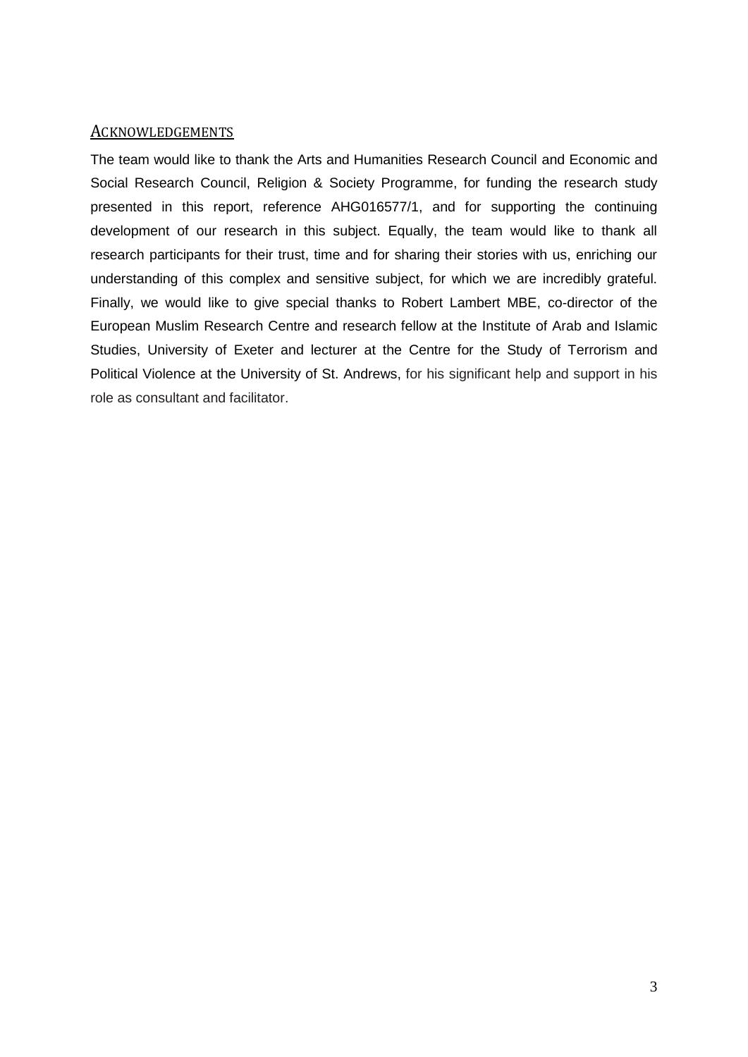## Acknowledgements

The team would like to thank the Arts and Humanities Research Council and Economic and Social Research Council, Religion & Society Programme, for funding the research study presented in this report, reference AHG016577/1, and for supporting the continuing development of our research in this subject. Equally, the team would like to thank all research participants for their trust, time and for sharing their stories with us, enriching our understanding of this complex and sensitive subject, for which we are incredibly grateful. Finally, we would like to give special thanks to Robert Lambert MBE, co-director of the European Muslim Research Centre and research fellow at the Institute of Arab and Islamic Studies, University of Exeter and lecturer at the Centre for the Study of Terrorism and Political Violence at the University of St. Andrews, for his significant help and support in his role as consultant and facilitator.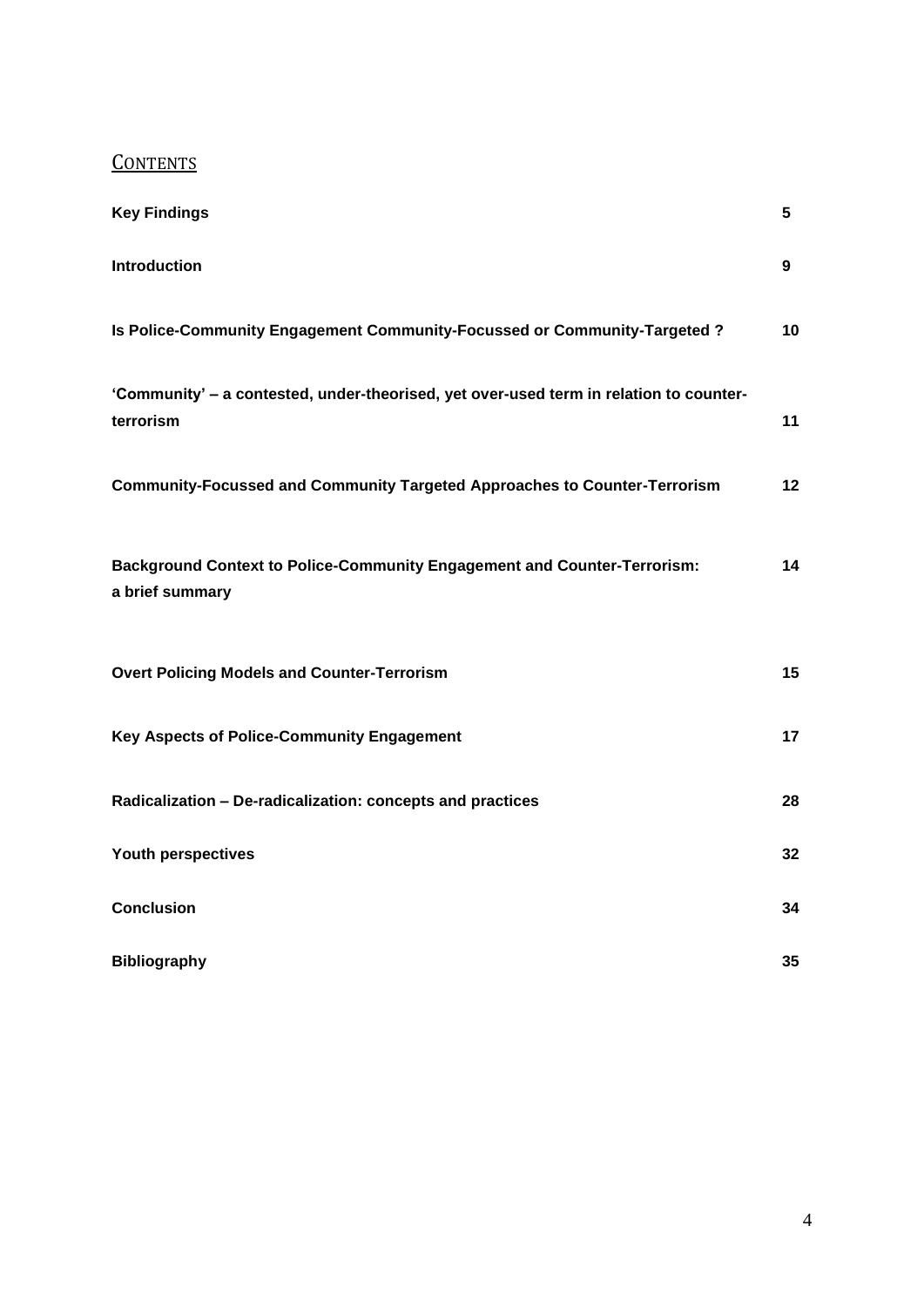## CONTENTS

| | |
|---|---|
| **Key Findings** | **5** |
| **Introduction** | **9** |
| **Is Police-Community Engagement Community-Focussed or Community-Targeted ?** | **10** |
| **'Community' – a contested, under-theorised, yet over-used term in relation to counter-terrorism** | **11** |
| **Community-Focussed and Community Targeted Approaches to Counter-Terrorism** | **12** |
| **Background Context to Police-Community Engagement and Counter-Terrorism: a brief summary** | **14** |
| **Overt Policing Models and Counter-Terrorism** | **15** |
| **Key Aspects of Police-Community Engagement** | **17** |
| **Radicalization – De-radicalization: concepts and practices** | **28** |
| **Youth perspectives** | **32** |
| **Conclusion** | **34** |
| **Bibliography** | **35** |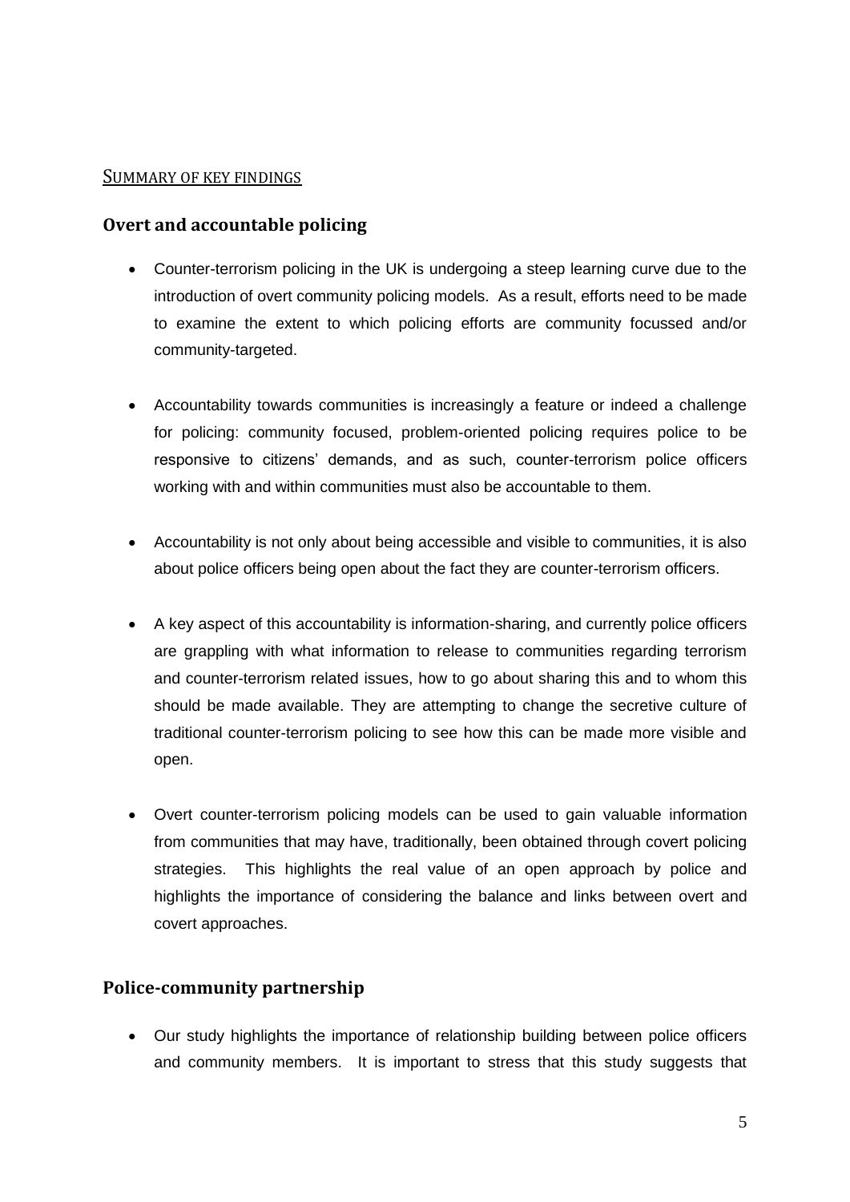## SUMMARY OF KEY FINDINGS

### Overt and accountable policing

- Counter-terrorism policing in the UK is undergoing a steep learning curve due to the introduction of overt community policing models. As a result, efforts need to be made to examine the extent to which policing efforts are community focussed and/or community-targeted.

- Accountability towards communities is increasingly a feature or indeed a challenge for policing: community focused, problem-oriented policing requires police to be responsive to citizens' demands, and as such, counter-terrorism police officers working with and within communities must also be accountable to them.

- Accountability is not only about being accessible and visible to communities, it is also about police officers being open about the fact they are counter-terrorism officers.

- A key aspect of this accountability is information-sharing, and currently police officers are grappling with what information to release to communities regarding terrorism and counter-terrorism related issues, how to go about sharing this and to whom this should be made available. They are attempting to change the secretive culture of traditional counter-terrorism policing to see how this can be made more visible and open.

- Overt counter-terrorism policing models can be used to gain valuable information from communities that may have, traditionally, been obtained through covert policing strategies. This highlights the real value of an open approach by police and highlights the importance of considering the balance and links between overt and covert approaches.

### Police-community partnership

- Our study highlights the importance of relationship building between police officers and community members. It is important to stress that this study suggests that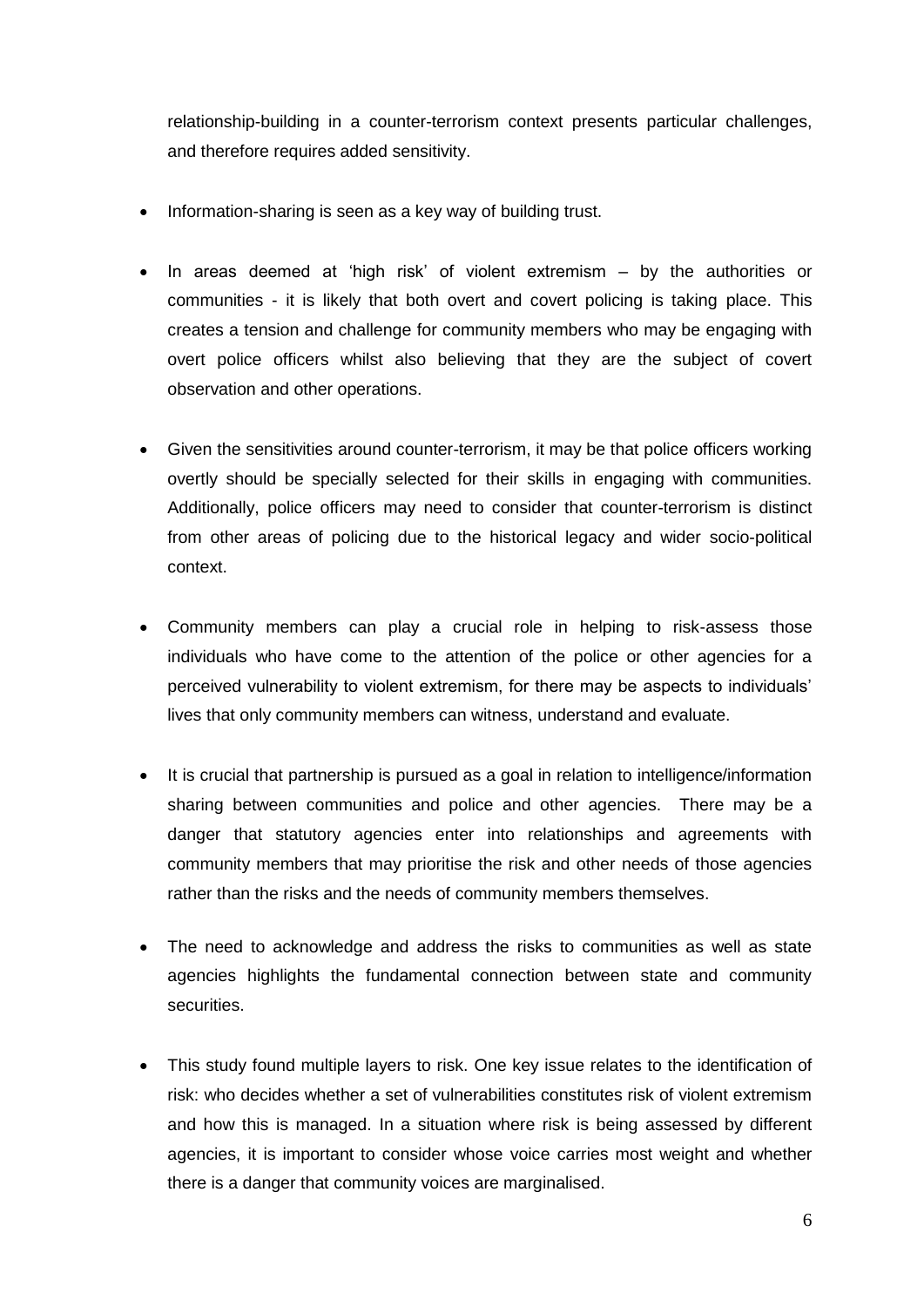relationship-building in a counter-terrorism context presents particular challenges, and therefore requires added sensitivity.

- Information-sharing is seen as a key way of building trust.

- In areas deemed at 'high risk' of violent extremism – by the authorities or communities - it is likely that both overt and covert policing is taking place. This creates a tension and challenge for community members who may be engaging with overt police officers whilst also believing that they are the subject of covert observation and other operations.

- Given the sensitivities around counter-terrorism, it may be that police officers working overtly should be specially selected for their skills in engaging with communities. Additionally, police officers may need to consider that counter-terrorism is distinct from other areas of policing due to the historical legacy and wider socio-political context.

- Community members can play a crucial role in helping to risk-assess those individuals who have come to the attention of the police or other agencies for a perceived vulnerability to violent extremism, for there may be aspects to individuals' lives that only community members can witness, understand and evaluate.

- It is crucial that partnership is pursued as a goal in relation to intelligence/information sharing between communities and police and other agencies. There may be a danger that statutory agencies enter into relationships and agreements with community members that may prioritise the risk and other needs of those agencies rather than the risks and the needs of community members themselves.

- The need to acknowledge and address the risks to communities as well as state agencies highlights the fundamental connection between state and community securities.

- This study found multiple layers to risk. One key issue relates to the identification of risk: who decides whether a set of vulnerabilities constitutes risk of violent extremism and how this is managed. In a situation where risk is being assessed by different agencies, it is important to consider whose voice carries most weight and whether there is a danger that community voices are marginalised.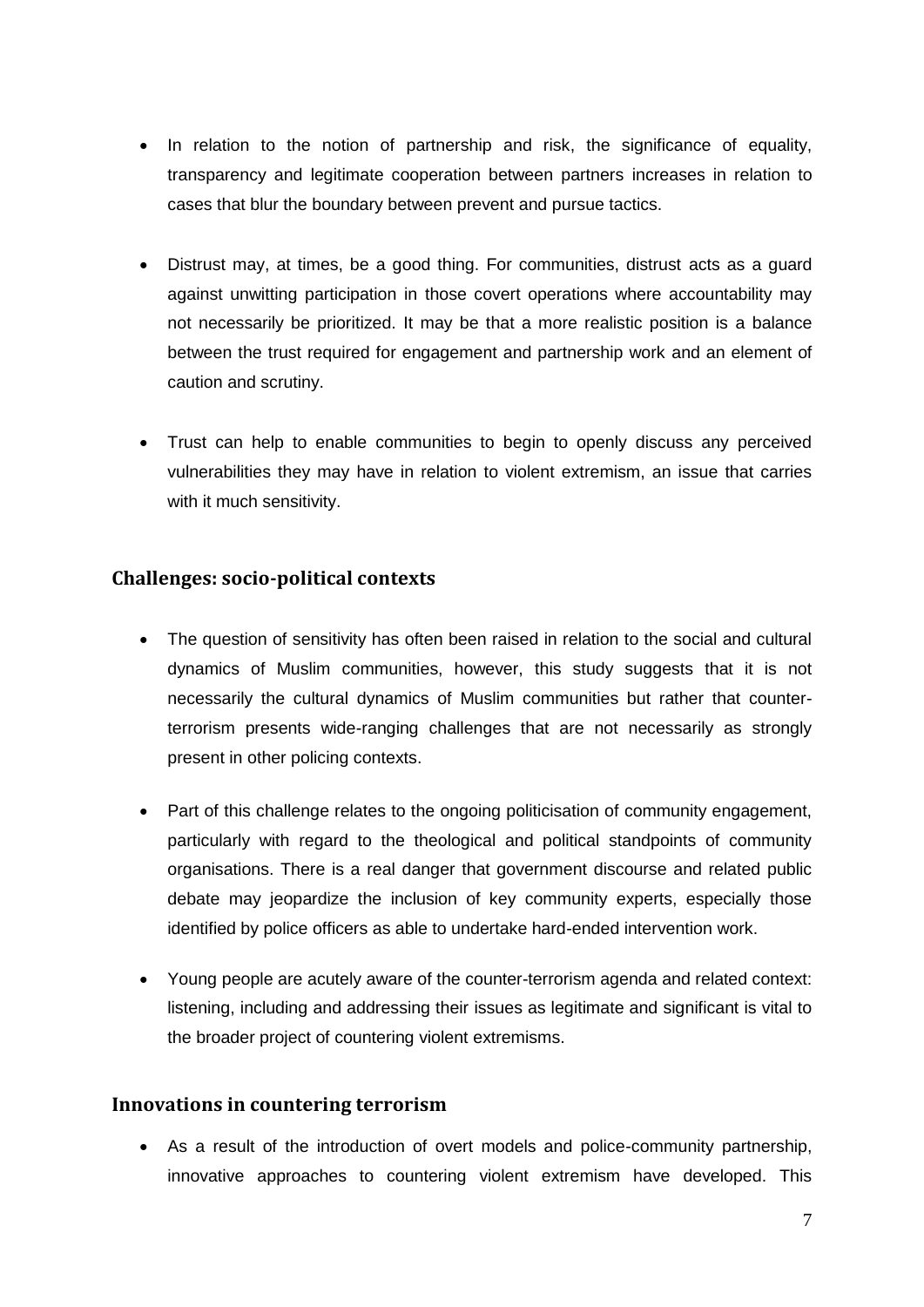- In relation to the notion of partnership and risk, the significance of equality, transparency and legitimate cooperation between partners increases in relation to cases that blur the boundary between prevent and pursue tactics.

- Distrust may, at times, be a good thing. For communities, distrust acts as a guard against unwitting participation in those covert operations where accountability may not necessarily be prioritized. It may be that a more realistic position is a balance between the trust required for engagement and partnership work and an element of caution and scrutiny.

- Trust can help to enable communities to begin to openly discuss any perceived vulnerabilities they may have in relation to violent extremism, an issue that carries with it much sensitivity.

## Challenges: socio-political contexts

- The question of sensitivity has often been raised in relation to the social and cultural dynamics of Muslim communities, however, this study suggests that it is not necessarily the cultural dynamics of Muslim communities but rather that counter-terrorism presents wide-ranging challenges that are not necessarily as strongly present in other policing contexts.

- Part of this challenge relates to the ongoing politicisation of community engagement, particularly with regard to the theological and political standpoints of community organisations. There is a real danger that government discourse and related public debate may jeopardize the inclusion of key community experts, especially those identified by police officers as able to undertake hard-ended intervention work.

- Young people are acutely aware of the counter-terrorism agenda and related context: listening, including and addressing their issues as legitimate and significant is vital to the broader project of countering violent extremisms.

## Innovations in countering terrorism

- As a result of the introduction of overt models and police-community partnership, innovative approaches to countering violent extremism have developed. This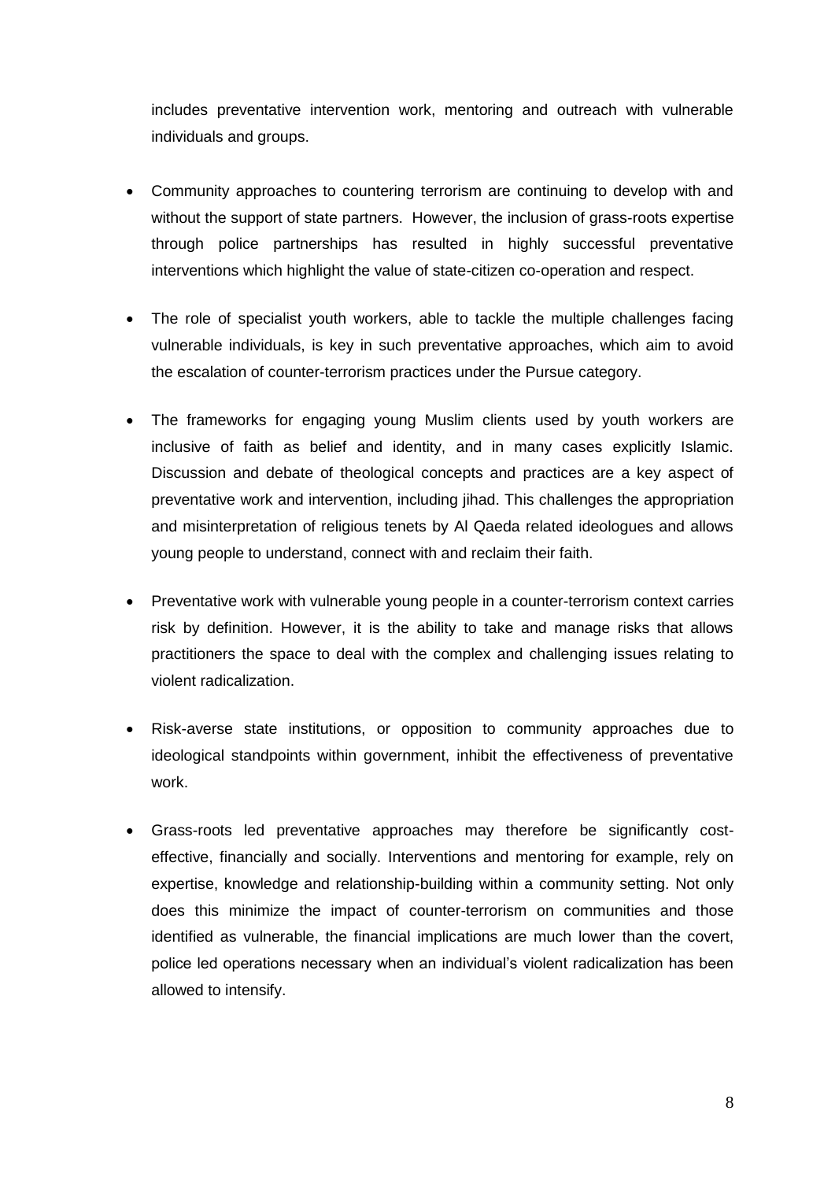includes preventative intervention work, mentoring and outreach with vulnerable individuals and groups.

- Community approaches to countering terrorism are continuing to develop with and without the support of state partners. However, the inclusion of grass-roots expertise through police partnerships has resulted in highly successful preventative interventions which highlight the value of state-citizen co-operation and respect.

- The role of specialist youth workers, able to tackle the multiple challenges facing vulnerable individuals, is key in such preventative approaches, which aim to avoid the escalation of counter-terrorism practices under the Pursue category.

- The frameworks for engaging young Muslim clients used by youth workers are inclusive of faith as belief and identity, and in many cases explicitly Islamic. Discussion and debate of theological concepts and practices are a key aspect of preventative work and intervention, including jihad. This challenges the appropriation and misinterpretation of religious tenets by Al Qaeda related ideologues and allows young people to understand, connect with and reclaim their faith.

- Preventative work with vulnerable young people in a counter-terrorism context carries risk by definition. However, it is the ability to take and manage risks that allows practitioners the space to deal with the complex and challenging issues relating to violent radicalization.

- Risk-averse state institutions, or opposition to community approaches due to ideological standpoints within government, inhibit the effectiveness of preventative work.

- Grass-roots led preventative approaches may therefore be significantly cost-effective, financially and socially. Interventions and mentoring for example, rely on expertise, knowledge and relationship-building within a community setting. Not only does this minimize the impact of counter-terrorism on communities and those identified as vulnerable, the financial implications are much lower than the covert, police led operations necessary when an individual's violent radicalization has been allowed to intensify.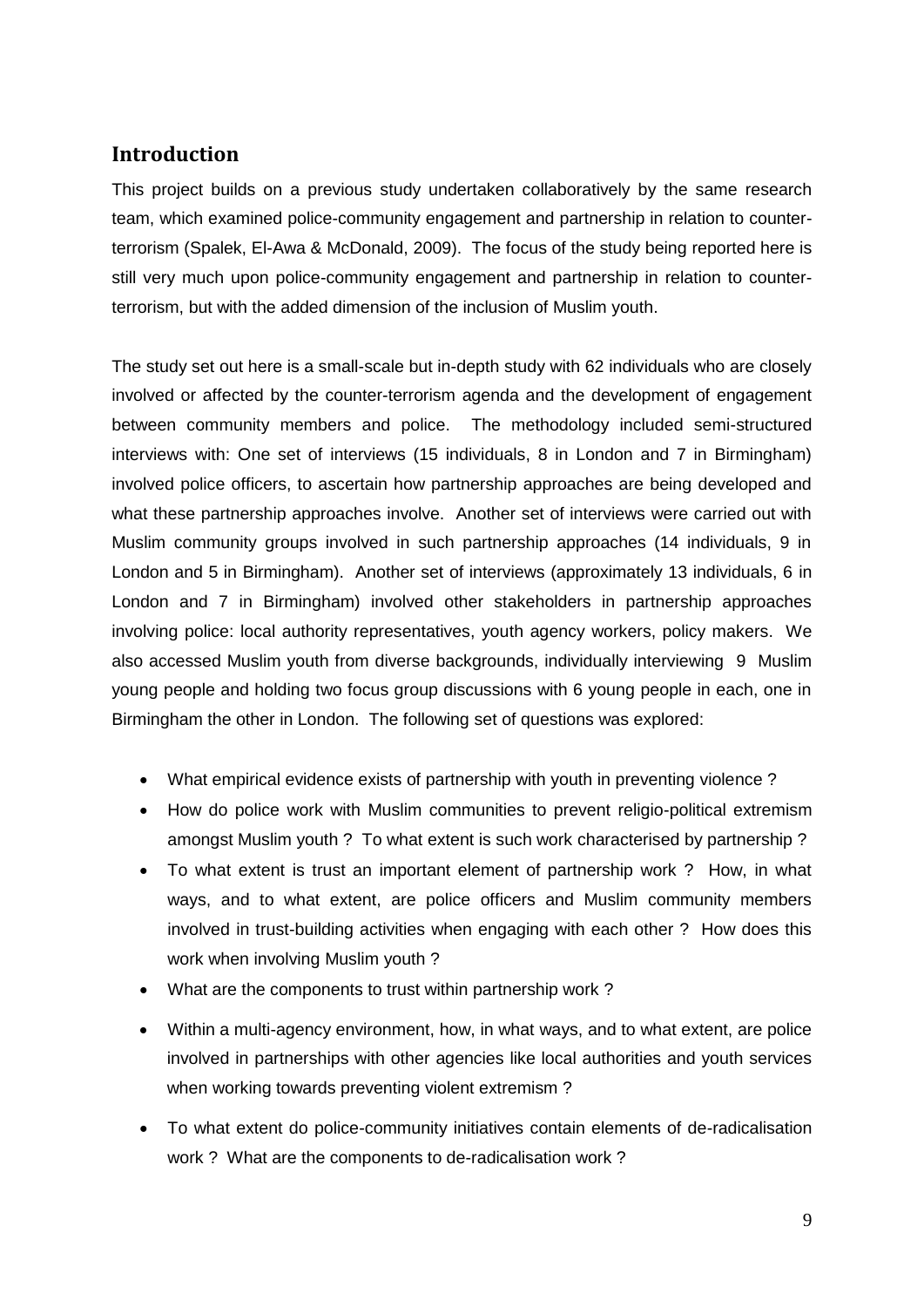## Introduction

This project builds on a previous study undertaken collaboratively by the same research team, which examined police-community engagement and partnership in relation to counter-terrorism (Spalek, El-Awa & McDonald, 2009). The focus of the study being reported here is still very much upon police-community engagement and partnership in relation to counter-terrorism, but with the added dimension of the inclusion of Muslim youth.

The study set out here is a small-scale but in-depth study with 62 individuals who are closely involved or affected by the counter-terrorism agenda and the development of engagement between community members and police. The methodology included semi-structured interviews with: One set of interviews (15 individuals, 8 in London and 7 in Birmingham) involved police officers, to ascertain how partnership approaches are being developed and what these partnership approaches involve. Another set of interviews were carried out with Muslim community groups involved in such partnership approaches (14 individuals, 9 in London and 5 in Birmingham). Another set of interviews (approximately 13 individuals, 6 in London and 7 in Birmingham) involved other stakeholders in partnership approaches involving police: local authority representatives, youth agency workers, policy makers. We also accessed Muslim youth from diverse backgrounds, individually interviewing 9 Muslim young people and holding two focus group discussions with 6 young people in each, one in Birmingham the other in London. The following set of questions was explored:

- What empirical evidence exists of partnership with youth in preventing violence ?
- How do police work with Muslim communities to prevent religio-political extremism amongst Muslim youth ? To what extent is such work characterised by partnership ?
- To what extent is trust an important element of partnership work ? How, in what ways, and to what extent, are police officers and Muslim community members involved in trust-building activities when engaging with each other ? How does this work when involving Muslim youth ?
- What are the components to trust within partnership work ?
- Within a multi-agency environment, how, in what ways, and to what extent, are police involved in partnerships with other agencies like local authorities and youth services when working towards preventing violent extremism ?
- To what extent do police-community initiatives contain elements of de-radicalisation work ? What are the components to de-radicalisation work ?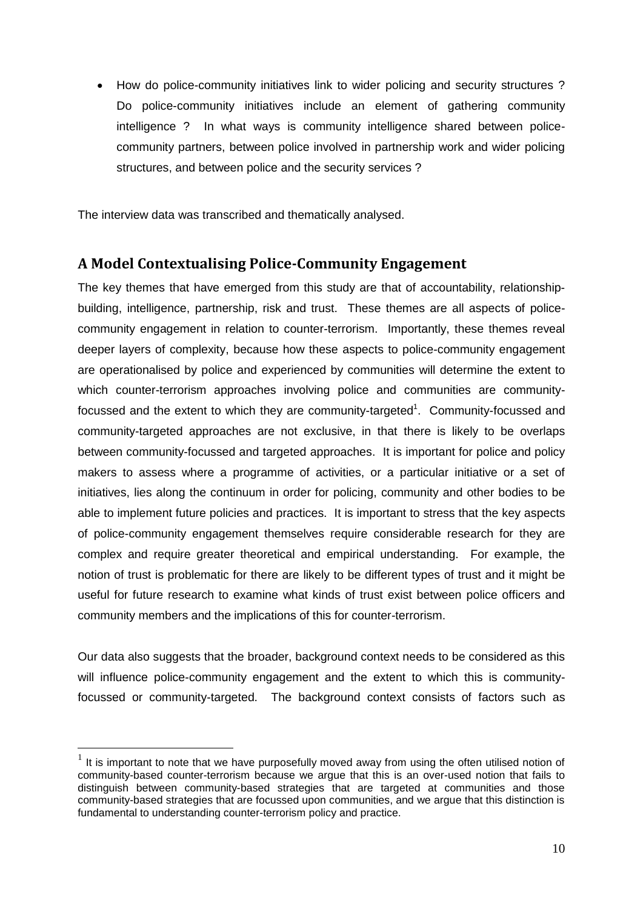- How do police-community initiatives link to wider policing and security structures ? Do police-community initiatives include an element of gathering community intelligence ? In what ways is community intelligence shared between police-community partners, between police involved in partnership work and wider policing structures, and between police and the security services ?

The interview data was transcribed and thematically analysed.

## A Model Contextualising Police-Community Engagement

The key themes that have emerged from this study are that of accountability, relationship-building, intelligence, partnership, risk and trust. These themes are all aspects of police-community engagement in relation to counter-terrorism. Importantly, these themes reveal deeper layers of complexity, because how these aspects to police-community engagement are operationalised by police and experienced by communities will determine the extent to which counter-terrorism approaches involving police and communities are community-focussed and the extent to which they are community-targeted[1]. Community-focussed and community-targeted approaches are not exclusive, in that there is likely to be overlaps between community-focussed and targeted approaches. It is important for police and policy makers to assess where a programme of activities, or a particular initiative or a set of initiatives, lies along the continuum in order for policing, community and other bodies to be able to implement future policies and practices. It is important to stress that the key aspects of police-community engagement themselves require considerable research for they are complex and require greater theoretical and empirical understanding. For example, the notion of trust is problematic for there are likely to be different types of trust and it might be useful for future research to examine what kinds of trust exist between police officers and community members and the implications of this for counter-terrorism.

Our data also suggests that the broader, background context needs to be considered as this will influence police-community engagement and the extent to which this is community-focussed or community-targeted. The background context consists of factors such as

[1] It is important to note that we have purposefully moved away from using the often utilised notion of community-based counter-terrorism because we argue that this is an over-used notion that fails to distinguish between community-based strategies that are targeted at communities and those community-based strategies that are focussed upon communities, and we argue that this distinction is fundamental to understanding counter-terrorism policy and practice.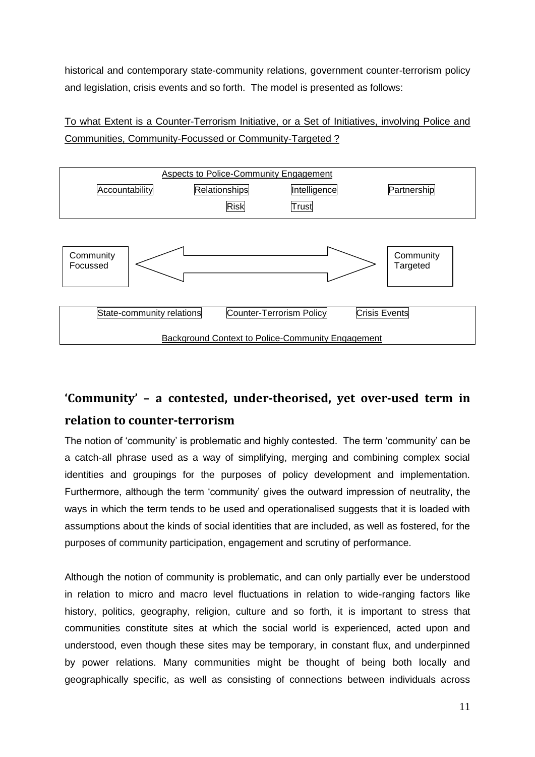historical and contemporary state-community relations, government counter-terrorism policy and legislation, crisis events and so forth. The model is presented as follows:

To what Extent is a Counter-Terrorism Initiative, or a Set of Initiatives, involving Police and Communities, Community-Focussed or Community-Targeted ?

Aspects to Police-Community Engagement

Accountability | Relationships | Intelligence | Partnership | Risk | Trust

Community Focussed ⟷ Community Targeted

State-community relations | Counter-Terrorism Policy | Crisis Events

Background Context to Police-Community Engagement

## 'Community' – a contested, under-theorised, yet over-used term in relation to counter-terrorism

The notion of 'community' is problematic and highly contested. The term 'community' can be a catch-all phrase used as a way of simplifying, merging and combining complex social identities and groupings for the purposes of policy development and implementation. Furthermore, although the term 'community' gives the outward impression of neutrality, the ways in which the term tends to be used and operationalised suggests that it is loaded with assumptions about the kinds of social identities that are included, as well as fostered, for the purposes of community participation, engagement and scrutiny of performance.

Although the notion of community is problematic, and can only partially ever be understood in relation to micro and macro level fluctuations in relation to wide-ranging factors like history, politics, geography, religion, culture and so forth, it is important to stress that communities constitute sites at which the social world is experienced, acted upon and understood, even though these sites may be temporary, in constant flux, and underpinned by power relations. Many communities might be thought of being both locally and geographically specific, as well as consisting of connections between individuals across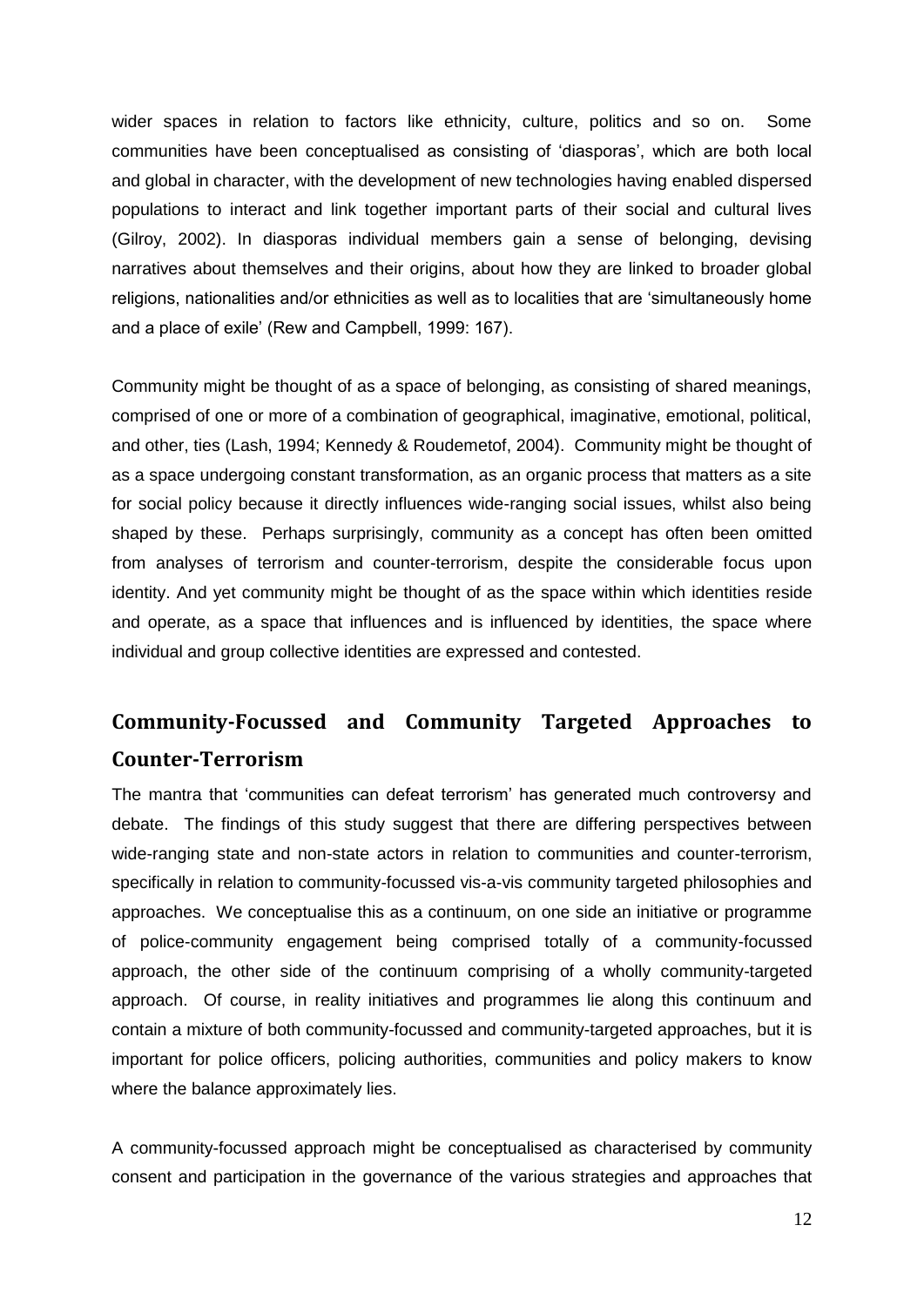wider spaces in relation to factors like ethnicity, culture, politics and so on. Some communities have been conceptualised as consisting of 'diasporas', which are both local and global in character, with the development of new technologies having enabled dispersed populations to interact and link together important parts of their social and cultural lives (Gilroy, 2002). In diasporas individual members gain a sense of belonging, devising narratives about themselves and their origins, about how they are linked to broader global religions, nationalities and/or ethnicities as well as to localities that are 'simultaneously home and a place of exile' (Rew and Campbell, 1999: 167).

Community might be thought of as a space of belonging, as consisting of shared meanings, comprised of one or more of a combination of geographical, imaginative, emotional, political, and other, ties (Lash, 1994; Kennedy & Roudemetof, 2004). Community might be thought of as a space undergoing constant transformation, as an organic process that matters as a site for social policy because it directly influences wide-ranging social issues, whilst also being shaped by these. Perhaps surprisingly, community as a concept has often been omitted from analyses of terrorism and counter-terrorism, despite the considerable focus upon identity. And yet community might be thought of as the space within which identities reside and operate, as a space that influences and is influenced by identities, the space where individual and group collective identities are expressed and contested.

## Community-Focussed and Community Targeted Approaches to Counter-Terrorism

The mantra that 'communities can defeat terrorism' has generated much controversy and debate. The findings of this study suggest that there are differing perspectives between wide-ranging state and non-state actors in relation to communities and counter-terrorism, specifically in relation to community-focussed vis-a-vis community targeted philosophies and approaches. We conceptualise this as a continuum, on one side an initiative or programme of police-community engagement being comprised totally of a community-focussed approach, the other side of the continuum comprising of a wholly community-targeted approach. Of course, in reality initiatives and programmes lie along this continuum and contain a mixture of both community-focussed and community-targeted approaches, but it is important for police officers, policing authorities, communities and policy makers to know where the balance approximately lies.

A community-focussed approach might be conceptualised as characterised by community consent and participation in the governance of the various strategies and approaches that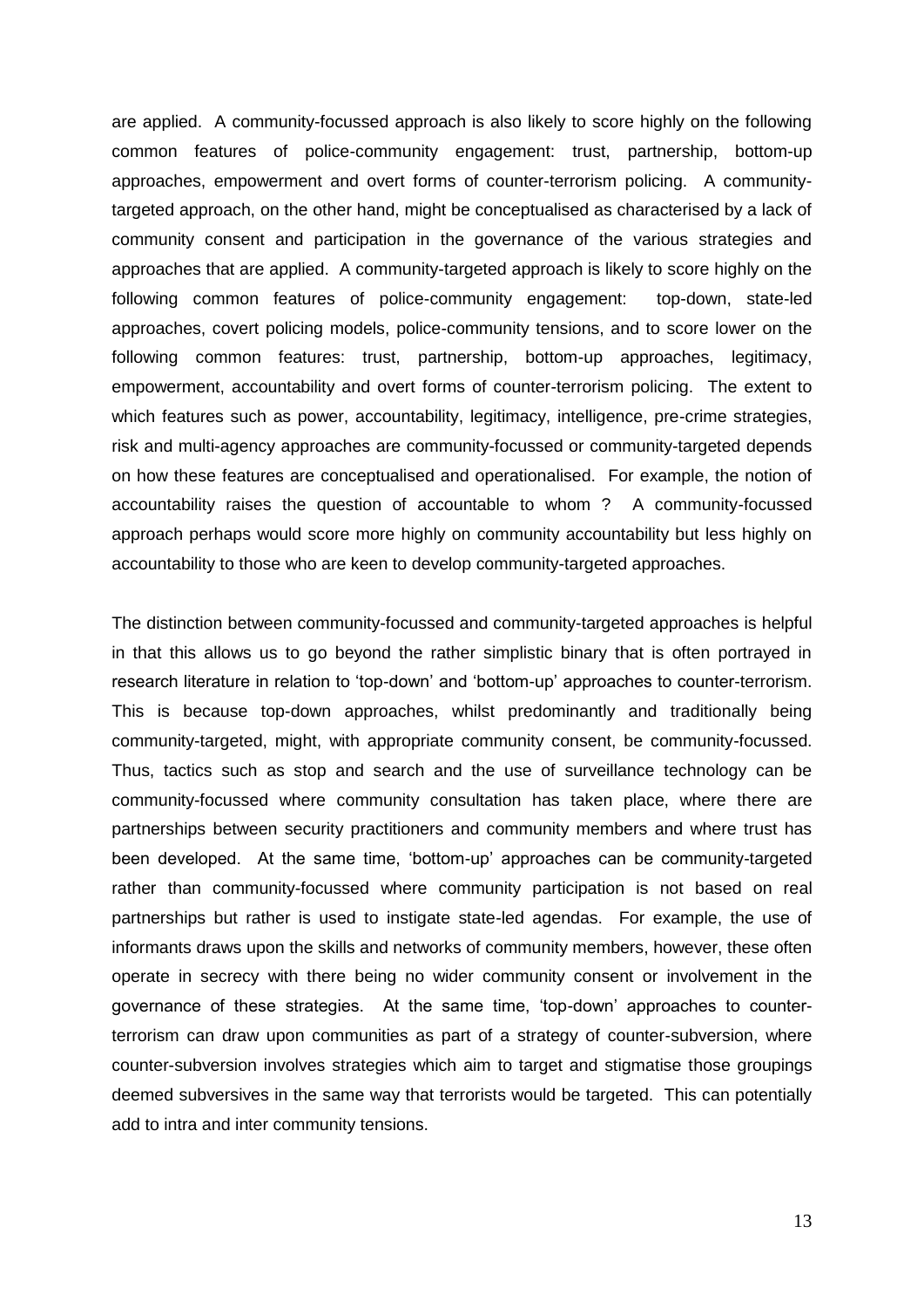are applied. A community-focussed approach is also likely to score highly on the following common features of police-community engagement: trust, partnership, bottom-up approaches, empowerment and overt forms of counter-terrorism policing. A community-targeted approach, on the other hand, might be conceptualised as characterised by a lack of community consent and participation in the governance of the various strategies and approaches that are applied. A community-targeted approach is likely to score highly on the following common features of police-community engagement: top-down, state-led approaches, covert policing models, police-community tensions, and to score lower on the following common features: trust, partnership, bottom-up approaches, legitimacy, empowerment, accountability and overt forms of counter-terrorism policing. The extent to which features such as power, accountability, legitimacy, intelligence, pre-crime strategies, risk and multi-agency approaches are community-focussed or community-targeted depends on how these features are conceptualised and operationalised. For example, the notion of accountability raises the question of accountable to whom ? A community-focussed approach perhaps would score more highly on community accountability but less highly on accountability to those who are keen to develop community-targeted approaches.

The distinction between community-focussed and community-targeted approaches is helpful in that this allows us to go beyond the rather simplistic binary that is often portrayed in research literature in relation to 'top-down' and 'bottom-up' approaches to counter-terrorism. This is because top-down approaches, whilst predominantly and traditionally being community-targeted, might, with appropriate community consent, be community-focussed. Thus, tactics such as stop and search and the use of surveillance technology can be community-focussed where community consultation has taken place, where there are partnerships between security practitioners and community members and where trust has been developed. At the same time, 'bottom-up' approaches can be community-targeted rather than community-focussed where community participation is not based on real partnerships but rather is used to instigate state-led agendas. For example, the use of informants draws upon the skills and networks of community members, however, these often operate in secrecy with there being no wider community consent or involvement in the governance of these strategies. At the same time, 'top-down' approaches to counter-terrorism can draw upon communities as part of a strategy of counter-subversion, where counter-subversion involves strategies which aim to target and stigmatise those groupings deemed subversives in the same way that terrorists would be targeted. This can potentially add to intra and inter community tensions.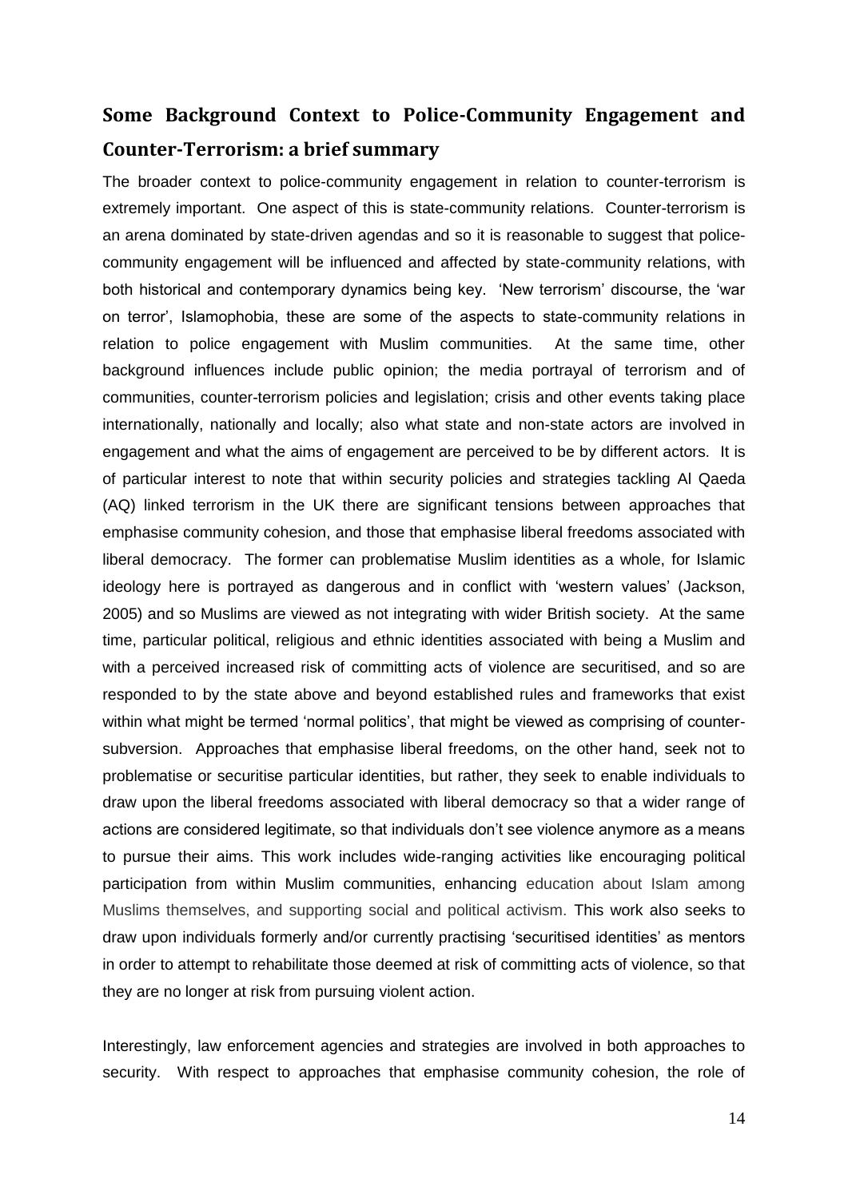## Some Background Context to Police-Community Engagement and Counter-Terrorism: a brief summary

The broader context to police-community engagement in relation to counter-terrorism is extremely important. One aspect of this is state-community relations. Counter-terrorism is an arena dominated by state-driven agendas and so it is reasonable to suggest that police-community engagement will be influenced and affected by state-community relations, with both historical and contemporary dynamics being key. 'New terrorism' discourse, the 'war on terror', Islamophobia, these are some of the aspects to state-community relations in relation to police engagement with Muslim communities. At the same time, other background influences include public opinion; the media portrayal of terrorism and of communities, counter-terrorism policies and legislation; crisis and other events taking place internationally, nationally and locally; also what state and non-state actors are involved in engagement and what the aims of engagement are perceived to be by different actors. It is of particular interest to note that within security policies and strategies tackling Al Qaeda (AQ) linked terrorism in the UK there are significant tensions between approaches that emphasise community cohesion, and those that emphasise liberal freedoms associated with liberal democracy. The former can problematise Muslim identities as a whole, for Islamic ideology here is portrayed as dangerous and in conflict with 'western values' (Jackson, 2005) and so Muslims are viewed as not integrating with wider British society. At the same time, particular political, religious and ethnic identities associated with being a Muslim and with a perceived increased risk of committing acts of violence are securitised, and so are responded to by the state above and beyond established rules and frameworks that exist within what might be termed 'normal politics', that might be viewed as comprising of counter-subversion. Approaches that emphasise liberal freedoms, on the other hand, seek not to problematise or securitise particular identities, but rather, they seek to enable individuals to draw upon the liberal freedoms associated with liberal democracy so that a wider range of actions are considered legitimate, so that individuals don't see violence anymore as a means to pursue their aims. This work includes wide-ranging activities like encouraging political participation from within Muslim communities, enhancing education about Islam among Muslims themselves, and supporting social and political activism. This work also seeks to draw upon individuals formerly and/or currently practising 'securitised identities' as mentors in order to attempt to rehabilitate those deemed at risk of committing acts of violence, so that they are no longer at risk from pursuing violent action.

Interestingly, law enforcement agencies and strategies are involved in both approaches to security. With respect to approaches that emphasise community cohesion, the role of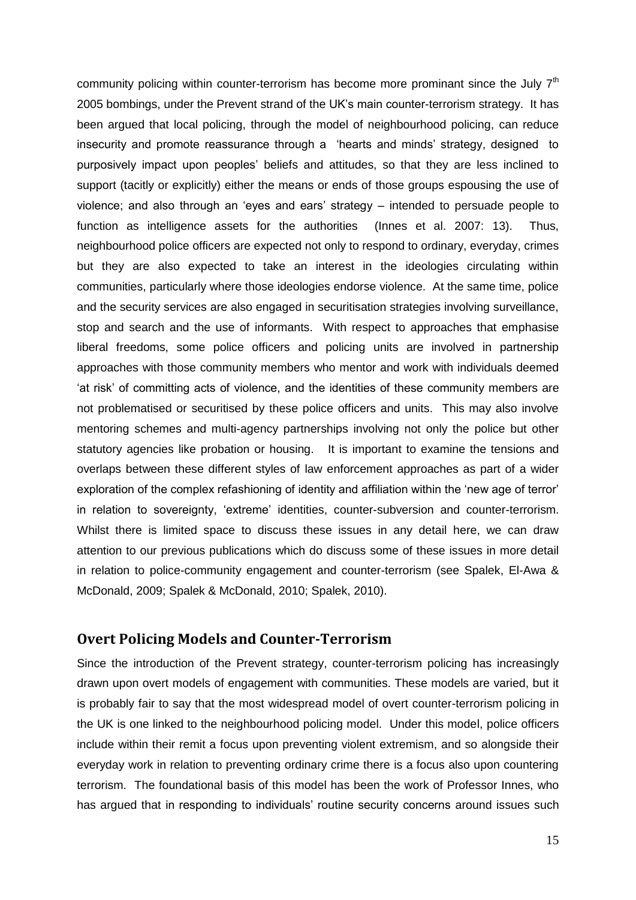community policing within counter-terrorism has become more prominant since the July 7th 2005 bombings, under the Prevent strand of the UK's main counter-terrorism strategy. It has been argued that local policing, through the model of neighbourhood policing, can reduce insecurity and promote reassurance through a 'hearts and minds' strategy, designed to purposively impact upon peoples' beliefs and attitudes, so that they are less inclined to support (tacitly or explicitly) either the means or ends of those groups espousing the use of violence; and also through an 'eyes and ears' strategy – intended to persuade people to function as intelligence assets for the authorities (Innes et al. 2007: 13). Thus, neighbourhood police officers are expected not only to respond to ordinary, everyday, crimes but they are also expected to take an interest in the ideologies circulating within communities, particularly where those ideologies endorse violence. At the same time, police and the security services are also engaged in securitisation strategies involving surveillance, stop and search and the use of informants. With respect to approaches that emphasise liberal freedoms, some police officers and policing units are involved in partnership approaches with those community members who mentor and work with individuals deemed 'at risk' of committing acts of violence, and the identities of these community members are not problematised or securitised by these police officers and units. This may also involve mentoring schemes and multi-agency partnerships involving not only the police but other statutory agencies like probation or housing. It is important to examine the tensions and overlaps between these different styles of law enforcement approaches as part of a wider exploration of the complex refashioning of identity and affiliation within the 'new age of terror' in relation to sovereignty, 'extreme' identities, counter-subversion and counter-terrorism. Whilst there is limited space to discuss these issues in any detail here, we can draw attention to our previous publications which do discuss some of these issues in more detail in relation to police-community engagement and counter-terrorism (see Spalek, El-Awa & McDonald, 2009; Spalek & McDonald, 2010; Spalek, 2010).

## Overt Policing Models and Counter-Terrorism

Since the introduction of the Prevent strategy, counter-terrorism policing has increasingly drawn upon overt models of engagement with communities. These models are varied, but it is probably fair to say that the most widespread model of overt counter-terrorism policing in the UK is one linked to the neighbourhood policing model. Under this model, police officers include within their remit a focus upon preventing violent extremism, and so alongside their everyday work in relation to preventing ordinary crime there is a focus also upon countering terrorism. The foundational basis of this model has been the work of Professor Innes, who has argued that in responding to individuals' routine security concerns around issues such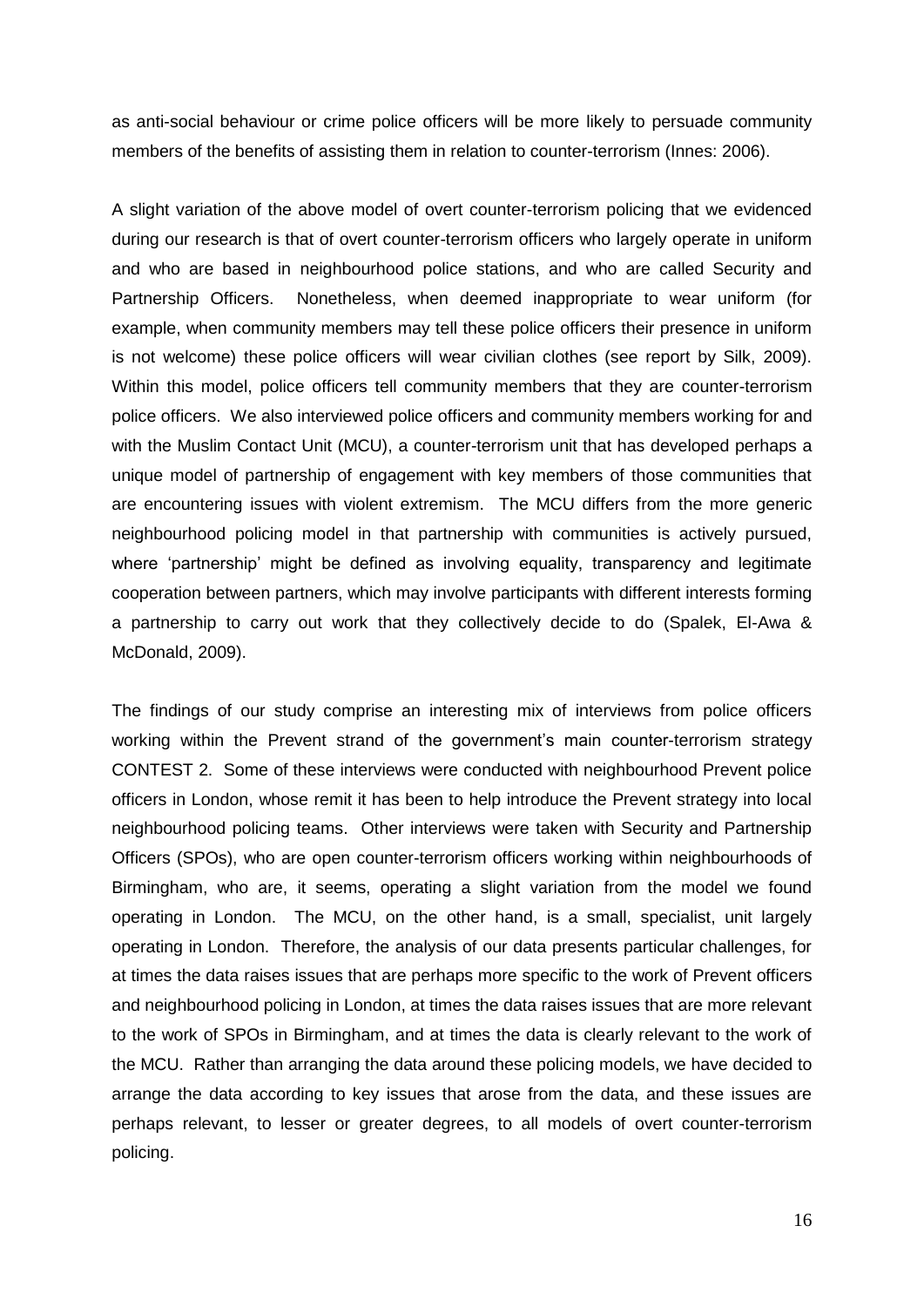as anti-social behaviour or crime police officers will be more likely to persuade community members of the benefits of assisting them in relation to counter-terrorism (Innes: 2006).

A slight variation of the above model of overt counter-terrorism policing that we evidenced during our research is that of overt counter-terrorism officers who largely operate in uniform and who are based in neighbourhood police stations, and who are called Security and Partnership Officers. Nonetheless, when deemed inappropriate to wear uniform (for example, when community members may tell these police officers their presence in uniform is not welcome) these police officers will wear civilian clothes (see report by Silk, 2009). Within this model, police officers tell community members that they are counter-terrorism police officers. We also interviewed police officers and community members working for and with the Muslim Contact Unit (MCU), a counter-terrorism unit that has developed perhaps a unique model of partnership of engagement with key members of those communities that are encountering issues with violent extremism. The MCU differs from the more generic neighbourhood policing model in that partnership with communities is actively pursued, where 'partnership' might be defined as involving equality, transparency and legitimate cooperation between partners, which may involve participants with different interests forming a partnership to carry out work that they collectively decide to do (Spalek, El-Awa & McDonald, 2009).

The findings of our study comprise an interesting mix of interviews from police officers working within the Prevent strand of the government's main counter-terrorism strategy CONTEST 2. Some of these interviews were conducted with neighbourhood Prevent police officers in London, whose remit it has been to help introduce the Prevent strategy into local neighbourhood policing teams. Other interviews were taken with Security and Partnership Officers (SPOs), who are open counter-terrorism officers working within neighbourhoods of Birmingham, who are, it seems, operating a slight variation from the model we found operating in London. The MCU, on the other hand, is a small, specialist, unit largely operating in London. Therefore, the analysis of our data presents particular challenges, for at times the data raises issues that are perhaps more specific to the work of Prevent officers and neighbourhood policing in London, at times the data raises issues that are more relevant to the work of SPOs in Birmingham, and at times the data is clearly relevant to the work of the MCU. Rather than arranging the data around these policing models, we have decided to arrange the data according to key issues that arose from the data, and these issues are perhaps relevant, to lesser or greater degrees, to all models of overt counter-terrorism policing.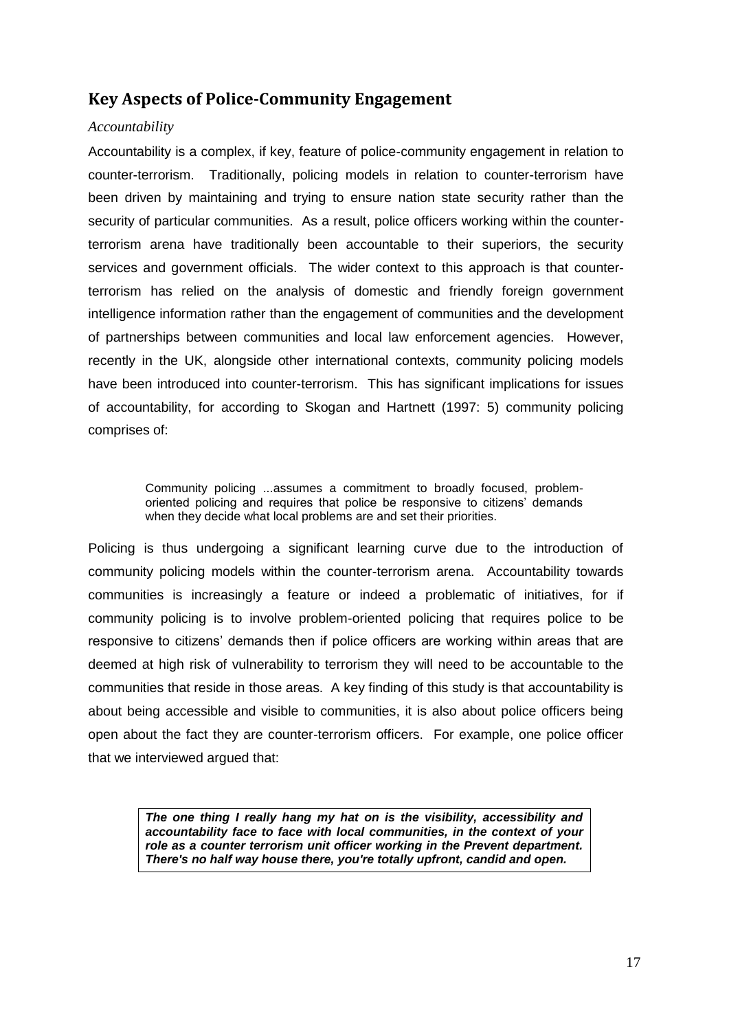## Key Aspects of Police-Community Engagement

### *Accountability*

Accountability is a complex, if key, feature of police-community engagement in relation to counter-terrorism. Traditionally, policing models in relation to counter-terrorism have been driven by maintaining and trying to ensure nation state security rather than the security of particular communities. As a result, police officers working within the counter-terrorism arena have traditionally been accountable to their superiors, the security services and government officials. The wider context to this approach is that counter-terrorism has relied on the analysis of domestic and friendly foreign government intelligence information rather than the engagement of communities and the development of partnerships between communities and local law enforcement agencies. However, recently in the UK, alongside other international contexts, community policing models have been introduced into counter-terrorism. This has significant implications for issues of accountability, for according to Skogan and Hartnett (1997: 5) community policing comprises of:

> Community policing ...assumes a commitment to broadly focused, problem-oriented policing and requires that police be responsive to citizens' demands when they decide what local problems are and set their priorities.

Policing is thus undergoing a significant learning curve due to the introduction of community policing models within the counter-terrorism arena. Accountability towards communities is increasingly a feature or indeed a problematic of initiatives, for if community policing is to involve problem-oriented policing that requires police to be responsive to citizens' demands then if police officers are working within areas that are deemed at high risk of vulnerability to terrorism they will need to be accountable to the communities that reside in those areas. A key finding of this study is that accountability is about being accessible and visible to communities, it is also about police officers being open about the fact they are counter-terrorism officers. For example, one police officer that we interviewed argued that:

> ***The one thing I really hang my hat on is the visibility, accessibility and accountability face to face with local communities, in the context of your role as a counter terrorism unit officer working in the Prevent department. There's no half way house there, you're totally upfront, candid and open.***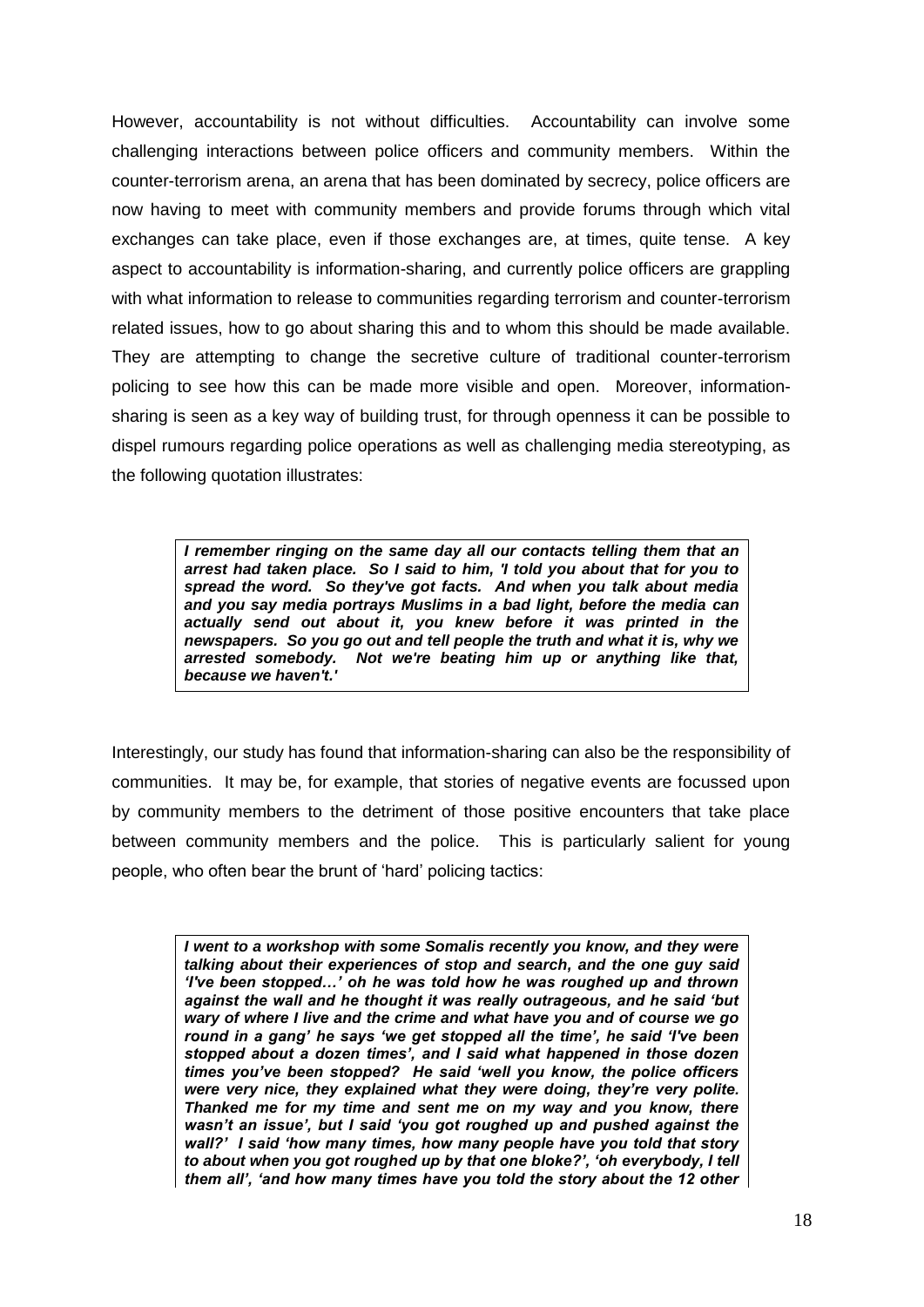However, accountability is not without difficulties. Accountability can involve some challenging interactions between police officers and community members. Within the counter-terrorism arena, an arena that has been dominated by secrecy, police officers are now having to meet with community members and provide forums through which vital exchanges can take place, even if those exchanges are, at times, quite tense. A key aspect to accountability is information-sharing, and currently police officers are grappling with what information to release to communities regarding terrorism and counter-terrorism related issues, how to go about sharing this and to whom this should be made available. They are attempting to change the secretive culture of traditional counter-terrorism policing to see how this can be made more visible and open. Moreover, information-sharing is seen as a key way of building trust, for through openness it can be possible to dispel rumours regarding police operations as well as challenging media stereotyping, as the following quotation illustrates:

> ***I remember ringing on the same day all our contacts telling them that an arrest had taken place. So I said to him, 'I told you about that for you to spread the word. So they've got facts. And when you talk about media and you say media portrays Muslims in a bad light, before the media can actually send out about it, you knew before it was printed in the newspapers. So you go out and tell people the truth and what it is, why we arrested somebody. Not we're beating him up or anything like that, because we haven't.'***

Interestingly, our study has found that information-sharing can also be the responsibility of communities. It may be, for example, that stories of negative events are focussed upon by community members to the detriment of those positive encounters that take place between community members and the police. This is particularly salient for young people, who often bear the brunt of 'hard' policing tactics:

> ***I went to a workshop with some Somalis recently you know, and they were talking about their experiences of stop and search, and the one guy said 'I've been stopped…' oh he was told how he was roughed up and thrown against the wall and he thought it was really outrageous, and he said 'but wary of where I live and the crime and what have you and of course we go round in a gang' he says 'we get stopped all the time', he said 'I've been stopped about a dozen times', and I said what happened in those dozen times you've been stopped? He said 'well you know, the police officers were very nice, they explained what they were doing, they're very polite. Thanked me for my time and sent me on my way and you know, there wasn't an issue', but I said 'you got roughed up and pushed against the wall?' I said 'how many times, how many people have you told that story to about when you got roughed up by that one bloke?', 'oh everybody, I tell them all', 'and how many times have you told the story about the 12 other***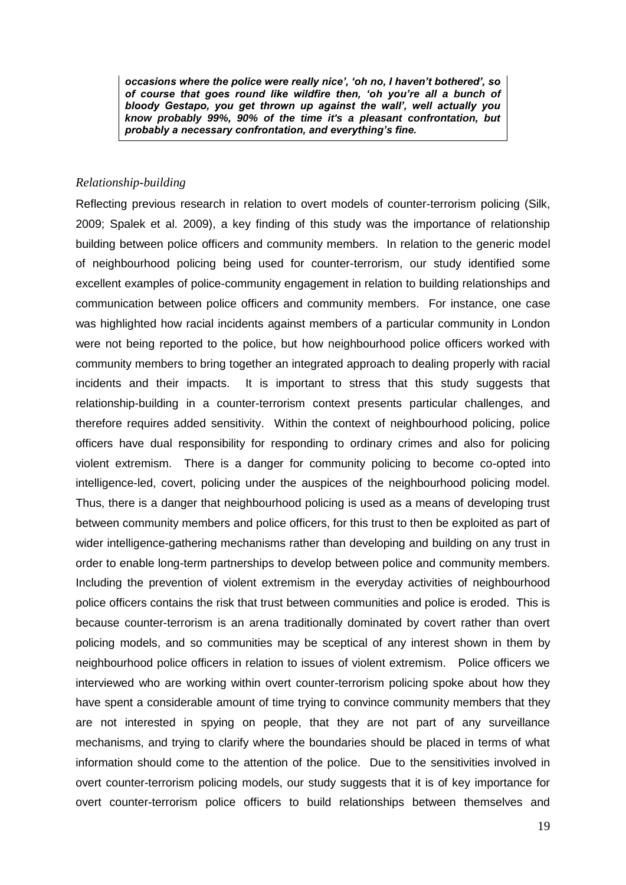***occasions where the police were really nice', 'oh no, I haven't bothered', so of course that goes round like wildfire then, 'oh you're all a bunch of bloody Gestapo, you get thrown up against the wall', well actually you know probably 99%, 90% of the time it's a pleasant confrontation, but probably a necessary confrontation, and everything's fine.***

### *Relationship-building*

Reflecting previous research in relation to overt models of counter-terrorism policing (Silk, 2009; Spalek et al. 2009), a key finding of this study was the importance of relationship building between police officers and community members. In relation to the generic model of neighbourhood policing being used for counter-terrorism, our study identified some excellent examples of police-community engagement in relation to building relationships and communication between police officers and community members. For instance, one case was highlighted how racial incidents against members of a particular community in London were not being reported to the police, but how neighbourhood police officers worked with community members to bring together an integrated approach to dealing properly with racial incidents and their impacts. It is important to stress that this study suggests that relationship-building in a counter-terrorism context presents particular challenges, and therefore requires added sensitivity. Within the context of neighbourhood policing, police officers have dual responsibility for responding to ordinary crimes and also for policing violent extremism. There is a danger for community policing to become co-opted into intelligence-led, covert, policing under the auspices of the neighbourhood policing model. Thus, there is a danger that neighbourhood policing is used as a means of developing trust between community members and police officers, for this trust to then be exploited as part of wider intelligence-gathering mechanisms rather than developing and building on any trust in order to enable long-term partnerships to develop between police and community members. Including the prevention of violent extremism in the everyday activities of neighbourhood police officers contains the risk that trust between communities and police is eroded. This is because counter-terrorism is an arena traditionally dominated by covert rather than overt policing models, and so communities may be sceptical of any interest shown in them by neighbourhood police officers in relation to issues of violent extremism. Police officers we interviewed who are working within overt counter-terrorism policing spoke about how they have spent a considerable amount of time trying to convince community members that they are not interested in spying on people, that they are not part of any surveillance mechanisms, and trying to clarify where the boundaries should be placed in terms of what information should come to the attention of the police. Due to the sensitivities involved in overt counter-terrorism policing models, our study suggests that it is of key importance for overt counter-terrorism police officers to build relationships between themselves and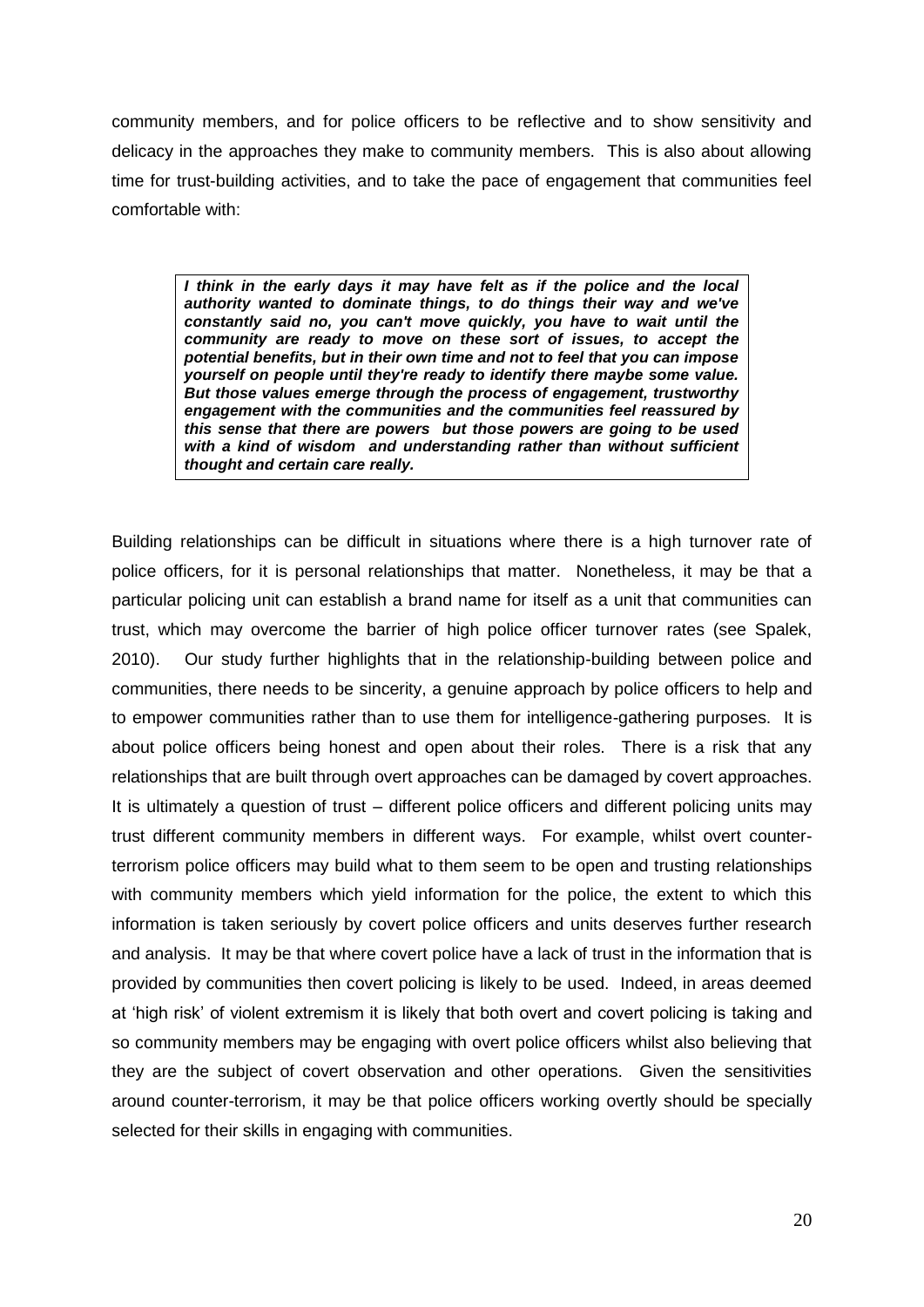community members, and for police officers to be reflective and to show sensitivity and delicacy in the approaches they make to community members. This is also about allowing time for trust-building activities, and to take the pace of engagement that communities feel comfortable with:

> ***I think in the early days it may have felt as if the police and the local authority wanted to dominate things, to do things their way and we've constantly said no, you can't move quickly, you have to wait until the community are ready to move on these sort of issues, to accept the potential benefits, but in their own time and not to feel that you can impose yourself on people until they're ready to identify there maybe some value. But those values emerge through the process of engagement, trustworthy engagement with the communities and the communities feel reassured by this sense that there are powers but those powers are going to be used with a kind of wisdom and understanding rather than without sufficient thought and certain care really.***

Building relationships can be difficult in situations where there is a high turnover rate of police officers, for it is personal relationships that matter. Nonetheless, it may be that a particular policing unit can establish a brand name for itself as a unit that communities can trust, which may overcome the barrier of high police officer turnover rates (see Spalek, 2010). Our study further highlights that in the relationship-building between police and communities, there needs to be sincerity, a genuine approach by police officers to help and to empower communities rather than to use them for intelligence-gathering purposes. It is about police officers being honest and open about their roles. There is a risk that any relationships that are built through overt approaches can be damaged by covert approaches. It is ultimately a question of trust – different police officers and different policing units may trust different community members in different ways. For example, whilst overt counter-terrorism police officers may build what to them seem to be open and trusting relationships with community members which yield information for the police, the extent to which this information is taken seriously by covert police officers and units deserves further research and analysis. It may be that where covert police have a lack of trust in the information that is provided by communities then covert policing is likely to be used. Indeed, in areas deemed at 'high risk' of violent extremism it is likely that both overt and covert policing is taking and so community members may be engaging with overt police officers whilst also believing that they are the subject of covert observation and other operations. Given the sensitivities around counter-terrorism, it may be that police officers working overtly should be specially selected for their skills in engaging with communities.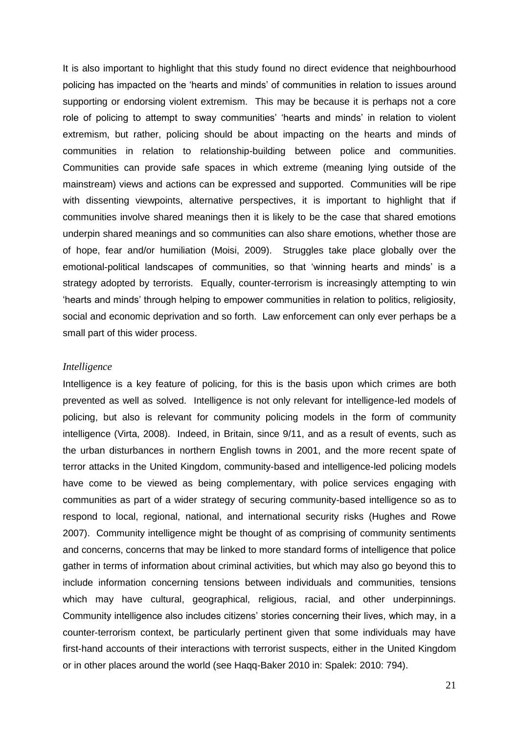It is also important to highlight that this study found no direct evidence that neighbourhood policing has impacted on the 'hearts and minds' of communities in relation to issues around supporting or endorsing violent extremism. This may be because it is perhaps not a core role of policing to attempt to sway communities' 'hearts and minds' in relation to violent extremism, but rather, policing should be about impacting on the hearts and minds of communities in relation to relationship-building between police and communities. Communities can provide safe spaces in which extreme (meaning lying outside of the mainstream) views and actions can be expressed and supported. Communities will be ripe with dissenting viewpoints, alternative perspectives, it is important to highlight that if communities involve shared meanings then it is likely to be the case that shared emotions underpin shared meanings and so communities can also share emotions, whether those are of hope, fear and/or humiliation (Moisi, 2009). Struggles take place globally over the emotional-political landscapes of communities, so that 'winning hearts and minds' is a strategy adopted by terrorists. Equally, counter-terrorism is increasingly attempting to win 'hearts and minds' through helping to empower communities in relation to politics, religiosity, social and economic deprivation and so forth. Law enforcement can only ever perhaps be a small part of this wider process.

*Intelligence*

Intelligence is a key feature of policing, for this is the basis upon which crimes are both prevented as well as solved. Intelligence is not only relevant for intelligence-led models of policing, but also is relevant for community policing models in the form of community intelligence (Virta, 2008). Indeed, in Britain, since 9/11, and as a result of events, such as the urban disturbances in northern English towns in 2001, and the more recent spate of terror attacks in the United Kingdom, community-based and intelligence-led policing models have come to be viewed as being complementary, with police services engaging with communities as part of a wider strategy of securing community-based intelligence so as to respond to local, regional, national, and international security risks (Hughes and Rowe 2007). Community intelligence might be thought of as comprising of community sentiments and concerns, concerns that may be linked to more standard forms of intelligence that police gather in terms of information about criminal activities, but which may also go beyond this to include information concerning tensions between individuals and communities, tensions which may have cultural, geographical, religious, racial, and other underpinnings. Community intelligence also includes citizens' stories concerning their lives, which may, in a counter-terrorism context, be particularly pertinent given that some individuals may have first-hand accounts of their interactions with terrorist suspects, either in the United Kingdom or in other places around the world (see Haqq-Baker 2010 in: Spalek: 2010: 794).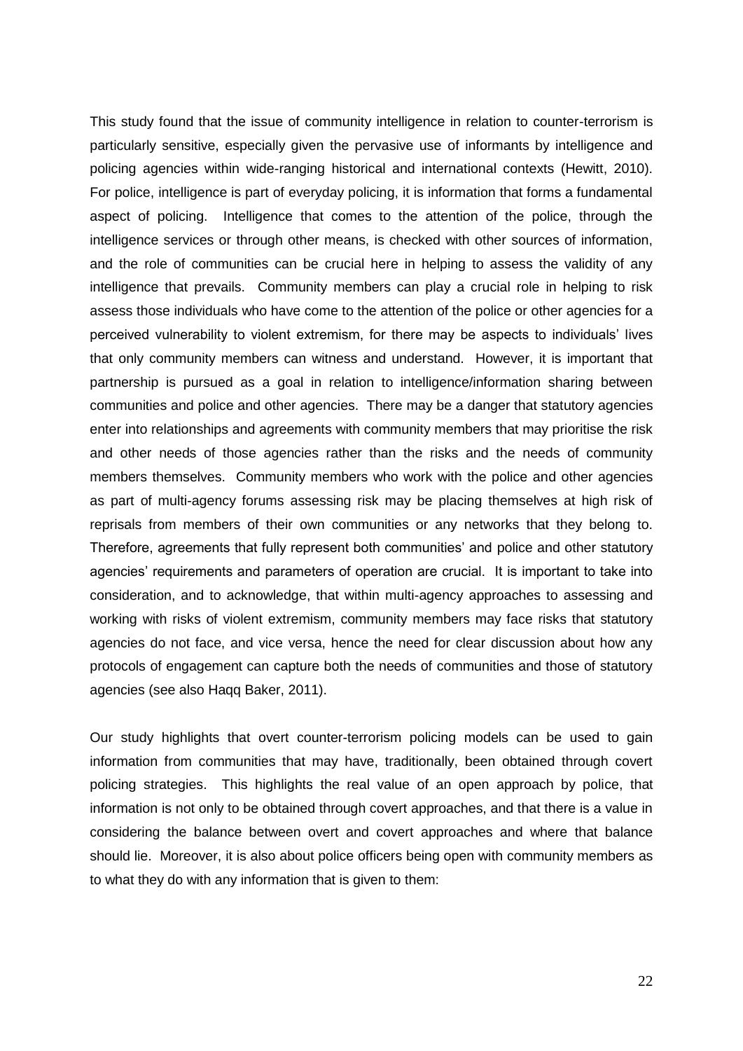This study found that the issue of community intelligence in relation to counter-terrorism is particularly sensitive, especially given the pervasive use of informants by intelligence and policing agencies within wide-ranging historical and international contexts (Hewitt, 2010). For police, intelligence is part of everyday policing, it is information that forms a fundamental aspect of policing. Intelligence that comes to the attention of the police, through the intelligence services or through other means, is checked with other sources of information, and the role of communities can be crucial here in helping to assess the validity of any intelligence that prevails. Community members can play a crucial role in helping to risk assess those individuals who have come to the attention of the police or other agencies for a perceived vulnerability to violent extremism, for there may be aspects to individuals' lives that only community members can witness and understand. However, it is important that partnership is pursued as a goal in relation to intelligence/information sharing between communities and police and other agencies. There may be a danger that statutory agencies enter into relationships and agreements with community members that may prioritise the risk and other needs of those agencies rather than the risks and the needs of community members themselves. Community members who work with the police and other agencies as part of multi-agency forums assessing risk may be placing themselves at high risk of reprisals from members of their own communities or any networks that they belong to. Therefore, agreements that fully represent both communities' and police and other statutory agencies' requirements and parameters of operation are crucial. It is important to take into consideration, and to acknowledge, that within multi-agency approaches to assessing and working with risks of violent extremism, community members may face risks that statutory agencies do not face, and vice versa, hence the need for clear discussion about how any protocols of engagement can capture both the needs of communities and those of statutory agencies (see also Haqq Baker, 2011).

Our study highlights that overt counter-terrorism policing models can be used to gain information from communities that may have, traditionally, been obtained through covert policing strategies. This highlights the real value of an open approach by police, that information is not only to be obtained through covert approaches, and that there is a value in considering the balance between overt and covert approaches and where that balance should lie. Moreover, it is also about police officers being open with community members as to what they do with any information that is given to them: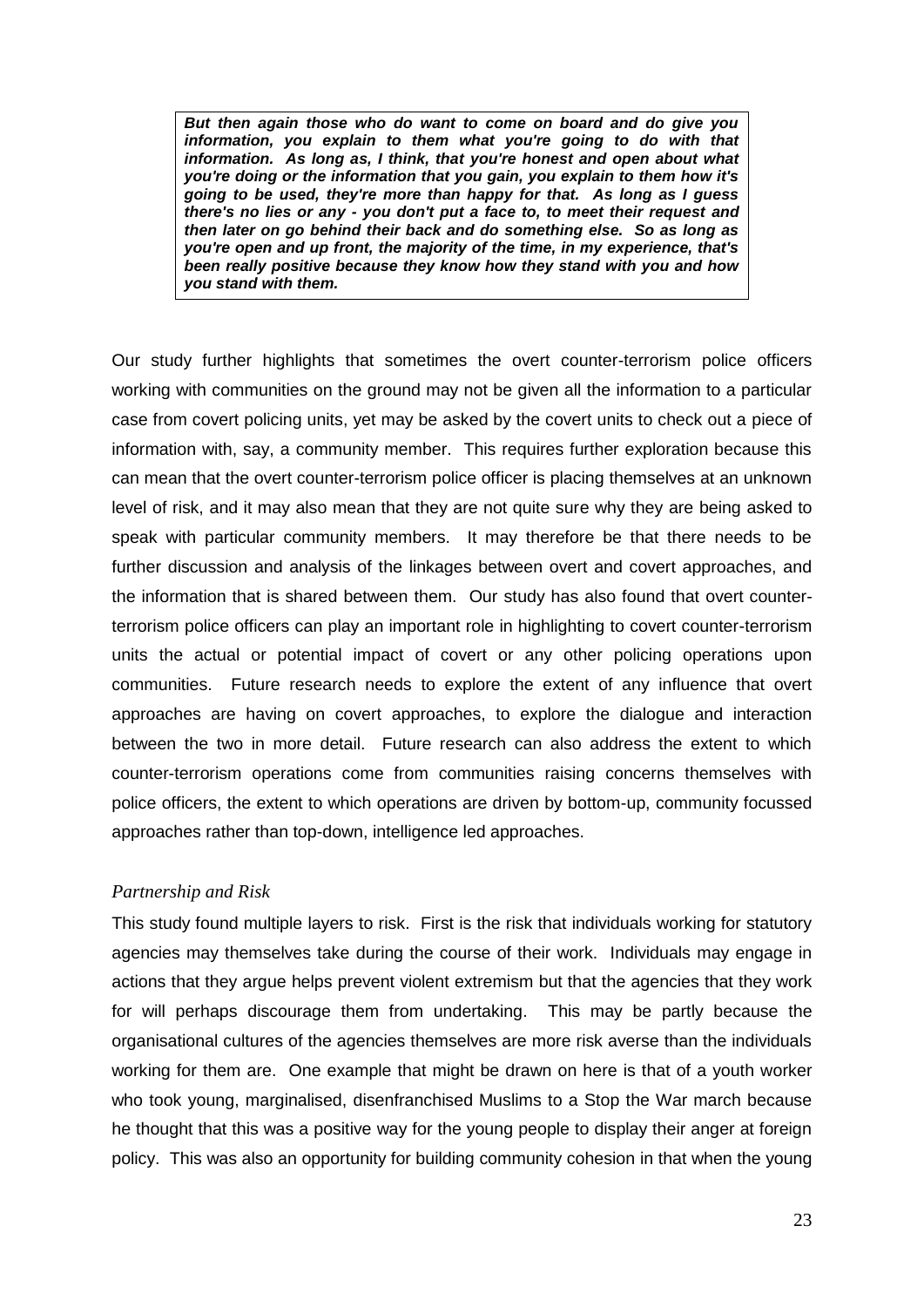> ***But then again those who do want to come on board and do give you information, you explain to them what you're going to do with that information. As long as, I think, that you're honest and open about what you're doing or the information that you gain, you explain to them how it's going to be used, they're more than happy for that. As long as I guess there's no lies or any - you don't put a face to, to meet their request and then later on go behind their back and do something else. So as long as you're open and up front, the majority of the time, in my experience, that's been really positive because they know how they stand with you and how you stand with them.***

Our study further highlights that sometimes the overt counter-terrorism police officers working with communities on the ground may not be given all the information to a particular case from covert policing units, yet may be asked by the covert units to check out a piece of information with, say, a community member. This requires further exploration because this can mean that the overt counter-terrorism police officer is placing themselves at an unknown level of risk, and it may also mean that they are not quite sure why they are being asked to speak with particular community members. It may therefore be that there needs to be further discussion and analysis of the linkages between overt and covert approaches, and the information that is shared between them. Our study has also found that overt counter-terrorism police officers can play an important role in highlighting to covert counter-terrorism units the actual or potential impact of covert or any other policing operations upon communities. Future research needs to explore the extent of any influence that overt approaches are having on covert approaches, to explore the dialogue and interaction between the two in more detail. Future research can also address the extent to which counter-terrorism operations come from communities raising concerns themselves with police officers, the extent to which operations are driven by bottom-up, community focussed approaches rather than top-down, intelligence led approaches.

### *Partnership and Risk*

This study found multiple layers to risk. First is the risk that individuals working for statutory agencies may themselves take during the course of their work. Individuals may engage in actions that they argue helps prevent violent extremism but that the agencies that they work for will perhaps discourage them from undertaking. This may be partly because the organisational cultures of the agencies themselves are more risk averse than the individuals working for them are. One example that might be drawn on here is that of a youth worker who took young, marginalised, disenfranchised Muslims to a Stop the War march because he thought that this was a positive way for the young people to display their anger at foreign policy. This was also an opportunity for building community cohesion in that when the young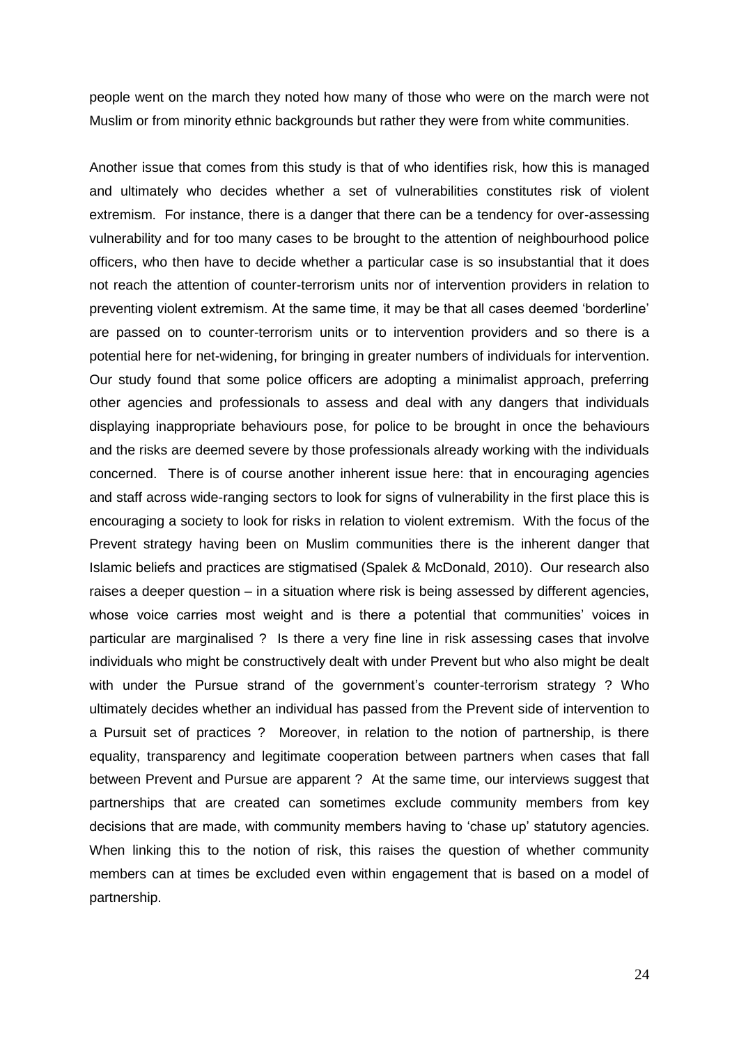people went on the march they noted how many of those who were on the march were not Muslim or from minority ethnic backgrounds but rather they were from white communities.

Another issue that comes from this study is that of who identifies risk, how this is managed and ultimately who decides whether a set of vulnerabilities constitutes risk of violent extremism. For instance, there is a danger that there can be a tendency for over-assessing vulnerability and for too many cases to be brought to the attention of neighbourhood police officers, who then have to decide whether a particular case is so insubstantial that it does not reach the attention of counter-terrorism units nor of intervention providers in relation to preventing violent extremism. At the same time, it may be that all cases deemed 'borderline' are passed on to counter-terrorism units or to intervention providers and so there is a potential here for net-widening, for bringing in greater numbers of individuals for intervention. Our study found that some police officers are adopting a minimalist approach, preferring other agencies and professionals to assess and deal with any dangers that individuals displaying inappropriate behaviours pose, for police to be brought in once the behaviours and the risks are deemed severe by those professionals already working with the individuals concerned. There is of course another inherent issue here: that in encouraging agencies and staff across wide-ranging sectors to look for signs of vulnerability in the first place this is encouraging a society to look for risks in relation to violent extremism. With the focus of the Prevent strategy having been on Muslim communities there is the inherent danger that Islamic beliefs and practices are stigmatised (Spalek & McDonald, 2010). Our research also raises a deeper question – in a situation where risk is being assessed by different agencies, whose voice carries most weight and is there a potential that communities' voices in particular are marginalised ? Is there a very fine line in risk assessing cases that involve individuals who might be constructively dealt with under Prevent but who also might be dealt with under the Pursue strand of the government's counter-terrorism strategy ? Who ultimately decides whether an individual has passed from the Prevent side of intervention to a Pursuit set of practices ? Moreover, in relation to the notion of partnership, is there equality, transparency and legitimate cooperation between partners when cases that fall between Prevent and Pursue are apparent ? At the same time, our interviews suggest that partnerships that are created can sometimes exclude community members from key decisions that are made, with community members having to 'chase up' statutory agencies. When linking this to the notion of risk, this raises the question of whether community members can at times be excluded even within engagement that is based on a model of partnership.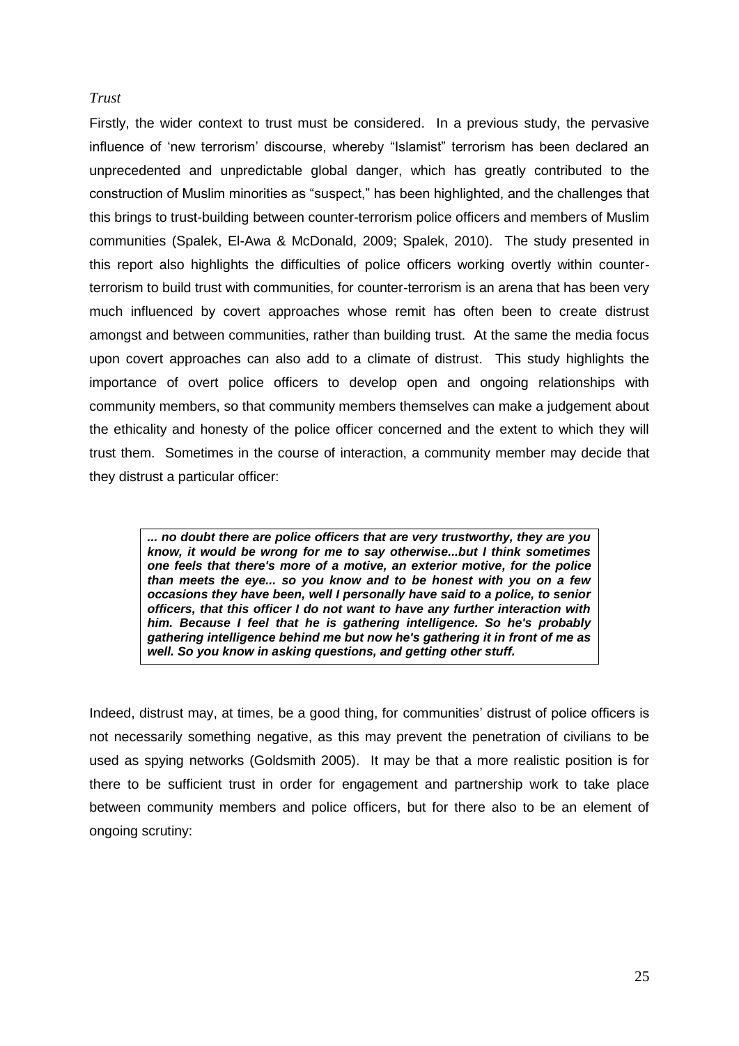*Trust*

Firstly, the wider context to trust must be considered. In a previous study, the pervasive influence of 'new terrorism' discourse, whereby "Islamist" terrorism has been declared an unprecedented and unpredictable global danger, which has greatly contributed to the construction of Muslim minorities as "suspect," has been highlighted, and the challenges that this brings to trust-building between counter-terrorism police officers and members of Muslim communities (Spalek, El-Awa & McDonald, 2009; Spalek, 2010). The study presented in this report also highlights the difficulties of police officers working overtly within counter-terrorism to build trust with communities, for counter-terrorism is an arena that has been very much influenced by covert approaches whose remit has often been to create distrust amongst and between communities, rather than building trust. At the same the media focus upon covert approaches can also add to a climate of distrust. This study highlights the importance of overt police officers to develop open and ongoing relationships with community members, so that community members themselves can make a judgement about the ethicality and honesty of the police officer concerned and the extent to which they will trust them. Sometimes in the course of interaction, a community member may decide that they distrust a particular officer:

> ***... no doubt there are police officers that are very trustworthy, they are you know, it would be wrong for me to say otherwise...but I think sometimes one feels that there's more of a motive, an exterior motive, for the police than meets the eye... so you know and to be honest with you on a few occasions they have been, well I personally have said to a police, to senior officers, that this officer I do not want to have any further interaction with him. Because I feel that he is gathering intelligence. So he's probably gathering intelligence behind me but now he's gathering it in front of me as well. So you know in asking questions, and getting other stuff.***

Indeed, distrust may, at times, be a good thing, for communities' distrust of police officers is not necessarily something negative, as this may prevent the penetration of civilians to be used as spying networks (Goldsmith 2005). It may be that a more realistic position is for there to be sufficient trust in order for engagement and partnership work to take place between community members and police officers, but for there also to be an element of ongoing scrutiny: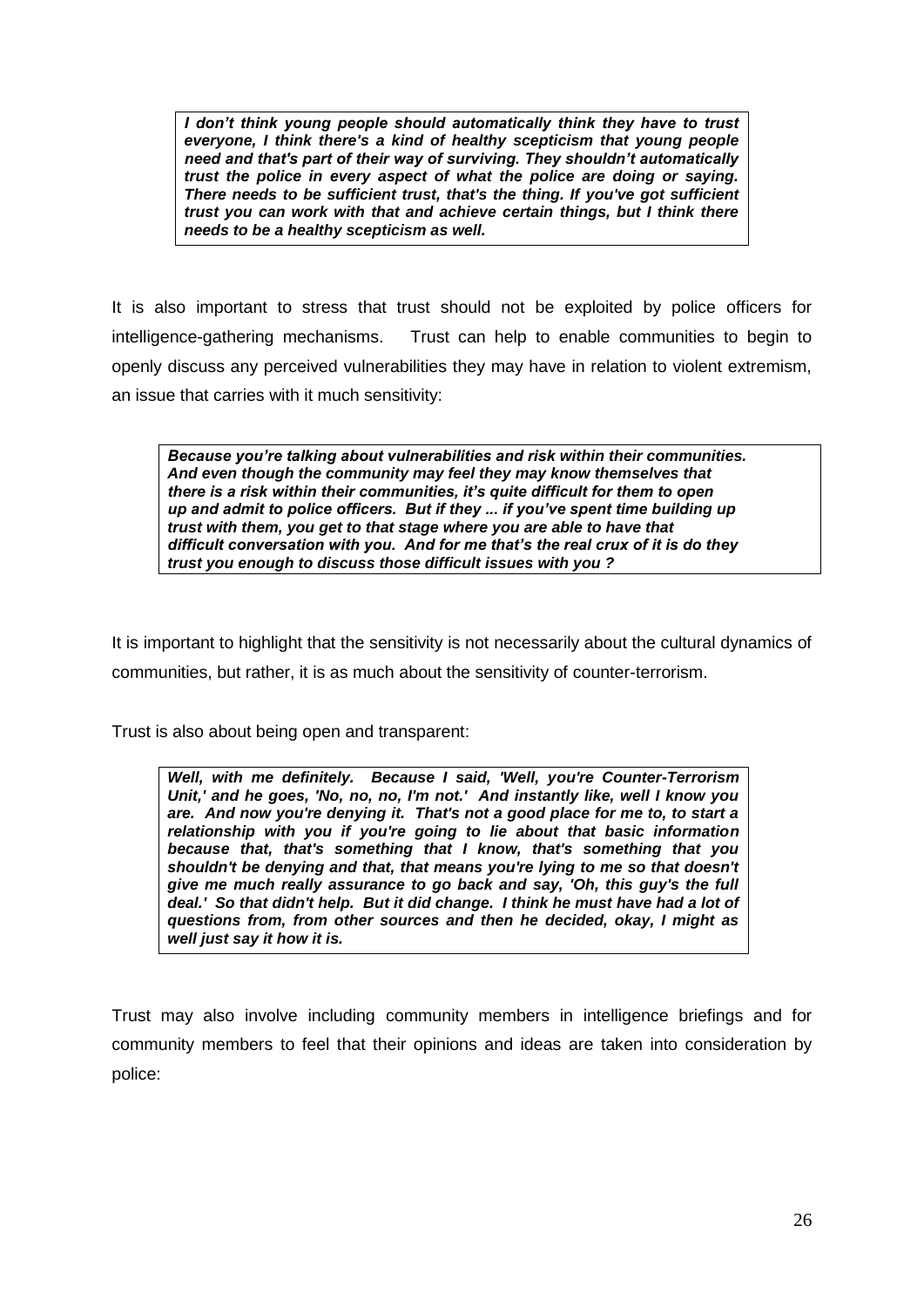> ***I don't think young people should automatically think they have to trust everyone, I think there's a kind of healthy scepticism that young people need and that's part of their way of surviving. They shouldn't automatically trust the police in every aspect of what the police are doing or saying. There needs to be sufficient trust, that's the thing. If you've got sufficient trust you can work with that and achieve certain things, but I think there needs to be a healthy scepticism as well.***

It is also important to stress that trust should not be exploited by police officers for intelligence-gathering mechanisms. Trust can help to enable communities to begin to openly discuss any perceived vulnerabilities they may have in relation to violent extremism, an issue that carries with it much sensitivity:

> ***Because you're talking about vulnerabilities and risk within their communities. And even though the community may feel they may know themselves that there is a risk within their communities, it's quite difficult for them to open up and admit to police officers. But if they ... if you've spent time building up trust with them, you get to that stage where you are able to have that difficult conversation with you. And for me that's the real crux of it is do they trust you enough to discuss those difficult issues with you ?***

It is important to highlight that the sensitivity is not necessarily about the cultural dynamics of communities, but rather, it is as much about the sensitivity of counter-terrorism.

Trust is also about being open and transparent:

> ***Well, with me definitely. Because I said, 'Well, you're Counter-Terrorism Unit,' and he goes, 'No, no, no, I'm not.' And instantly like, well I know you are. And now you're denying it. That's not a good place for me to, to start a relationship with you if you're going to lie about that basic information because that, that's something that I know, that's something that you shouldn't be denying and that, that means you're lying to me so that doesn't give me much really assurance to go back and say, 'Oh, this guy's the full deal.' So that didn't help. But it did change. I think he must have had a lot of questions from, from other sources and then he decided, okay, I might as well just say it how it is.***

Trust may also involve including community members in intelligence briefings and for community members to feel that their opinions and ideas are taken into consideration by police: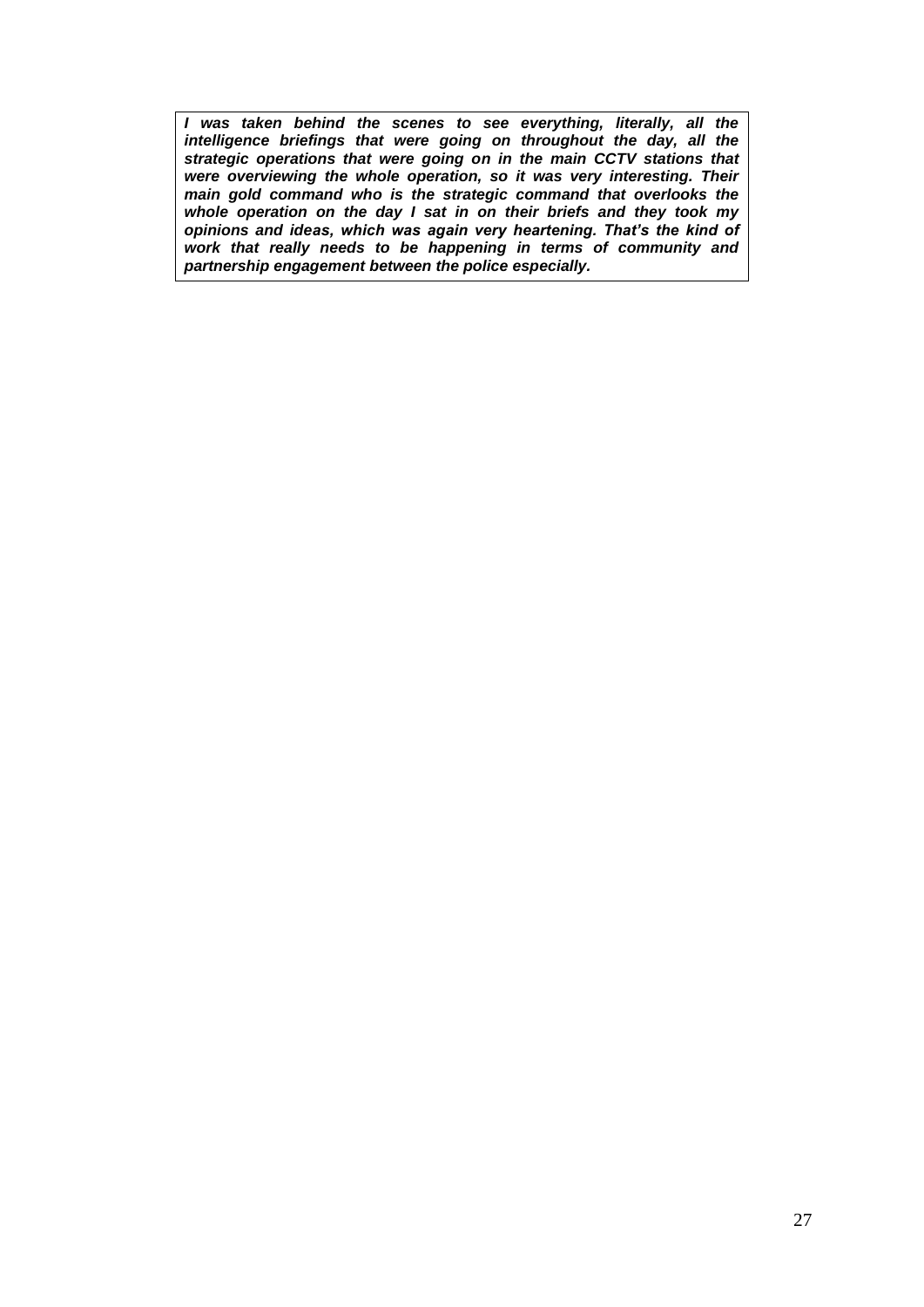***I was taken behind the scenes to see everything, literally, all the intelligence briefings that were going on throughout the day, all the strategic operations that were going on in the main CCTV stations that were overviewing the whole operation, so it was very interesting. Their main gold command who is the strategic command that overlooks the whole operation on the day I sat in on their briefs and they took my opinions and ideas, which was again very heartening. That's the kind of work that really needs to be happening in terms of community and partnership engagement between the police especially.***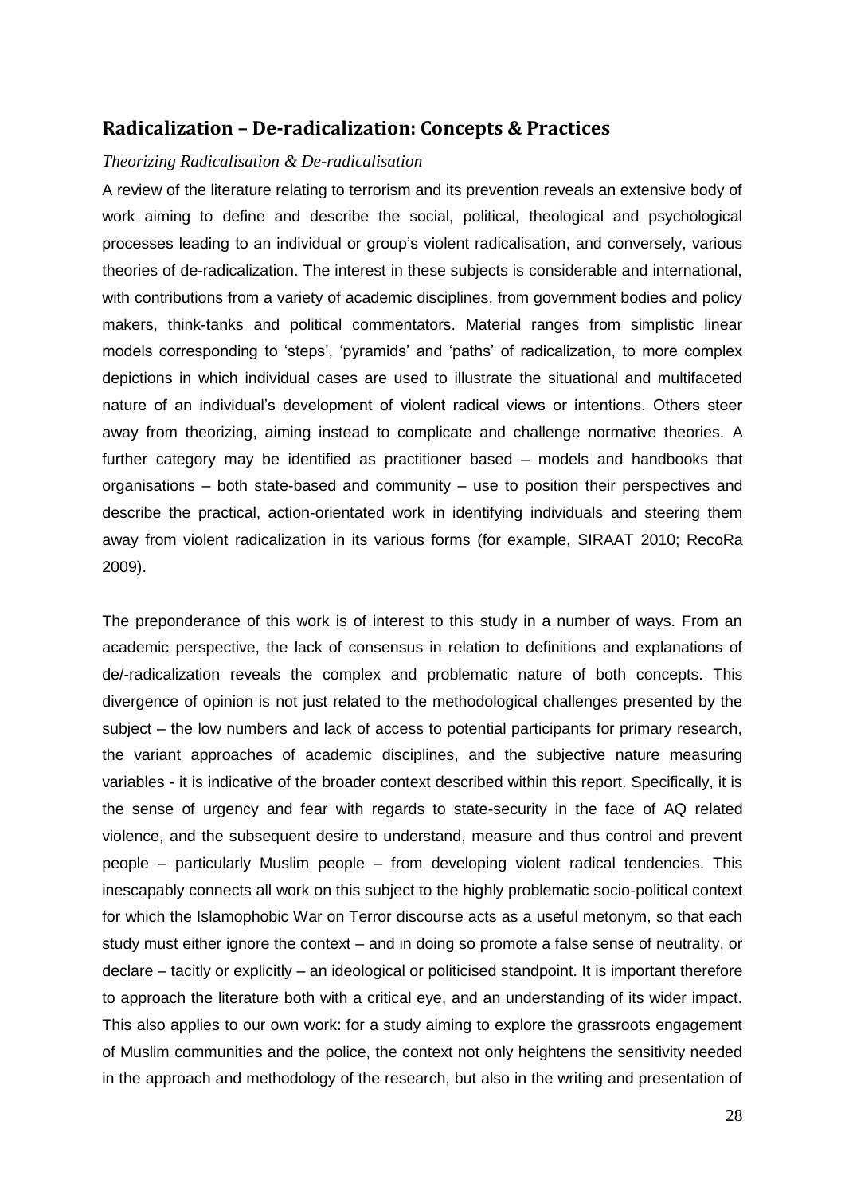## Radicalization – De-radicalization: Concepts & Practices

*Theorizing Radicalisation & De-radicalisation*

A review of the literature relating to terrorism and its prevention reveals an extensive body of work aiming to define and describe the social, political, theological and psychological processes leading to an individual or group's violent radicalisation, and conversely, various theories of de-radicalization. The interest in these subjects is considerable and international, with contributions from a variety of academic disciplines, from government bodies and policy makers, think-tanks and political commentators. Material ranges from simplistic linear models corresponding to 'steps', 'pyramids' and 'paths' of radicalization, to more complex depictions in which individual cases are used to illustrate the situational and multifaceted nature of an individual's development of violent radical views or intentions. Others steer away from theorizing, aiming instead to complicate and challenge normative theories. A further category may be identified as practitioner based – models and handbooks that organisations – both state-based and community – use to position their perspectives and describe the practical, action-orientated work in identifying individuals and steering them away from violent radicalization in its various forms (for example, SIRAAT 2010; RecoRa 2009).

The preponderance of this work is of interest to this study in a number of ways. From an academic perspective, the lack of consensus in relation to definitions and explanations of de/-radicalization reveals the complex and problematic nature of both concepts. This divergence of opinion is not just related to the methodological challenges presented by the subject – the low numbers and lack of access to potential participants for primary research, the variant approaches of academic disciplines, and the subjective nature measuring variables - it is indicative of the broader context described within this report. Specifically, it is the sense of urgency and fear with regards to state-security in the face of AQ related violence, and the subsequent desire to understand, measure and thus control and prevent people – particularly Muslim people – from developing violent radical tendencies. This inescapably connects all work on this subject to the highly problematic socio-political context for which the Islamophobic War on Terror discourse acts as a useful metonym, so that each study must either ignore the context – and in doing so promote a false sense of neutrality, or declare – tacitly or explicitly – an ideological or politicised standpoint. It is important therefore to approach the literature both with a critical eye, and an understanding of its wider impact. This also applies to our own work: for a study aiming to explore the grassroots engagement of Muslim communities and the police, the context not only heightens the sensitivity needed in the approach and methodology of the research, but also in the writing and presentation of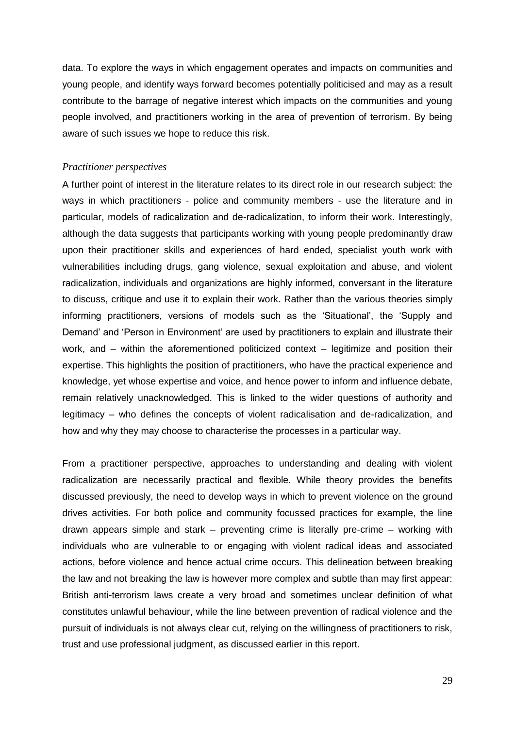data. To explore the ways in which engagement operates and impacts on communities and young people, and identify ways forward becomes potentially politicised and may as a result contribute to the barrage of negative interest which impacts on the communities and young people involved, and practitioners working in the area of prevention of terrorism. By being aware of such issues we hope to reduce this risk.

*Practitioner perspectives*

A further point of interest in the literature relates to its direct role in our research subject: the ways in which practitioners - police and community members - use the literature and in particular, models of radicalization and de-radicalization, to inform their work. Interestingly, although the data suggests that participants working with young people predominantly draw upon their practitioner skills and experiences of hard ended, specialist youth work with vulnerabilities including drugs, gang violence, sexual exploitation and abuse, and violent radicalization, individuals and organizations are highly informed, conversant in the literature to discuss, critique and use it to explain their work. Rather than the various theories simply informing practitioners, versions of models such as the 'Situational', the 'Supply and Demand' and 'Person in Environment' are used by practitioners to explain and illustrate their work, and – within the aforementioned politicized context – legitimize and position their expertise. This highlights the position of practitioners, who have the practical experience and knowledge, yet whose expertise and voice, and hence power to inform and influence debate, remain relatively unacknowledged. This is linked to the wider questions of authority and legitimacy – who defines the concepts of violent radicalisation and de-radicalization, and how and why they may choose to characterise the processes in a particular way.

From a practitioner perspective, approaches to understanding and dealing with violent radicalization are necessarily practical and flexible. While theory provides the benefits discussed previously, the need to develop ways in which to prevent violence on the ground drives activities. For both police and community focussed practices for example, the line drawn appears simple and stark – preventing crime is literally pre-crime – working with individuals who are vulnerable to or engaging with violent radical ideas and associated actions, before violence and hence actual crime occurs. This delineation between breaking the law and not breaking the law is however more complex and subtle than may first appear: British anti-terrorism laws create a very broad and sometimes unclear definition of what constitutes unlawful behaviour, while the line between prevention of radical violence and the pursuit of individuals is not always clear cut, relying on the willingness of practitioners to risk, trust and use professional judgment, as discussed earlier in this report.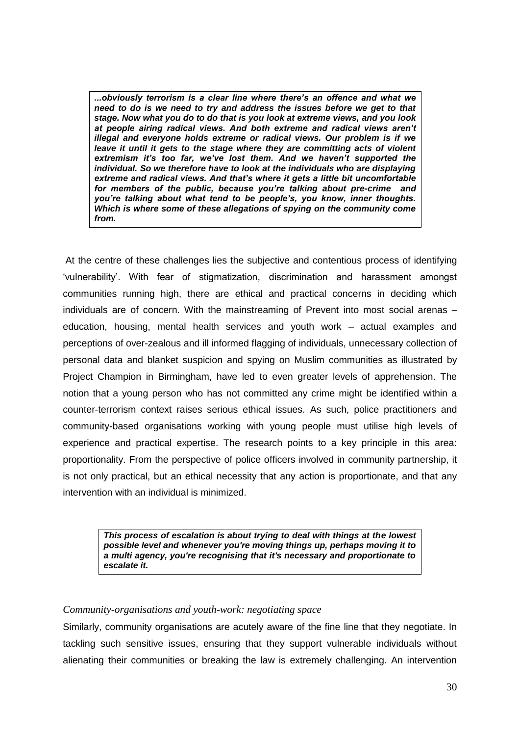> ***...obviously terrorism is a clear line where there's an offence and what we need to do is we need to try and address the issues before we get to that stage. Now what you do to do that is you look at extreme views, and you look at people airing radical views. And both extreme and radical views aren't illegal and everyone holds extreme or radical views. Our problem is if we leave it until it gets to the stage where they are committing acts of violent extremism it's too far, we've lost them. And we haven't supported the individual. So we therefore have to look at the individuals who are displaying extreme and radical views. And that's where it gets a little bit uncomfortable for members of the public, because you're talking about pre-crime and you're talking about what tend to be people's, you know, inner thoughts. Which is where some of these allegations of spying on the community come from.***

At the centre of these challenges lies the subjective and contentious process of identifying 'vulnerability'. With fear of stigmatization, discrimination and harassment amongst communities running high, there are ethical and practical concerns in deciding which individuals are of concern. With the mainstreaming of Prevent into most social arenas – education, housing, mental health services and youth work – actual examples and perceptions of over-zealous and ill informed flagging of individuals, unnecessary collection of personal data and blanket suspicion and spying on Muslim communities as illustrated by Project Champion in Birmingham, have led to even greater levels of apprehension. The notion that a young person who has not committed any crime might be identified within a counter-terrorism context raises serious ethical issues. As such, police practitioners and community-based organisations working with young people must utilise high levels of experience and practical expertise. The research points to a key principle in this area: proportionality. From the perspective of police officers involved in community partnership, it is not only practical, but an ethical necessity that any action is proportionate, and that any intervention with an individual is minimized.

> ***This process of escalation is about trying to deal with things at the lowest possible level and whenever you're moving things up, perhaps moving it to a multi agency, you're recognising that it's necessary and proportionate to escalate it.***

*Community-organisations and youth-work: negotiating space*

Similarly, community organisations are acutely aware of the fine line that they negotiate. In tackling such sensitive issues, ensuring that they support vulnerable individuals without alienating their communities or breaking the law is extremely challenging. An intervention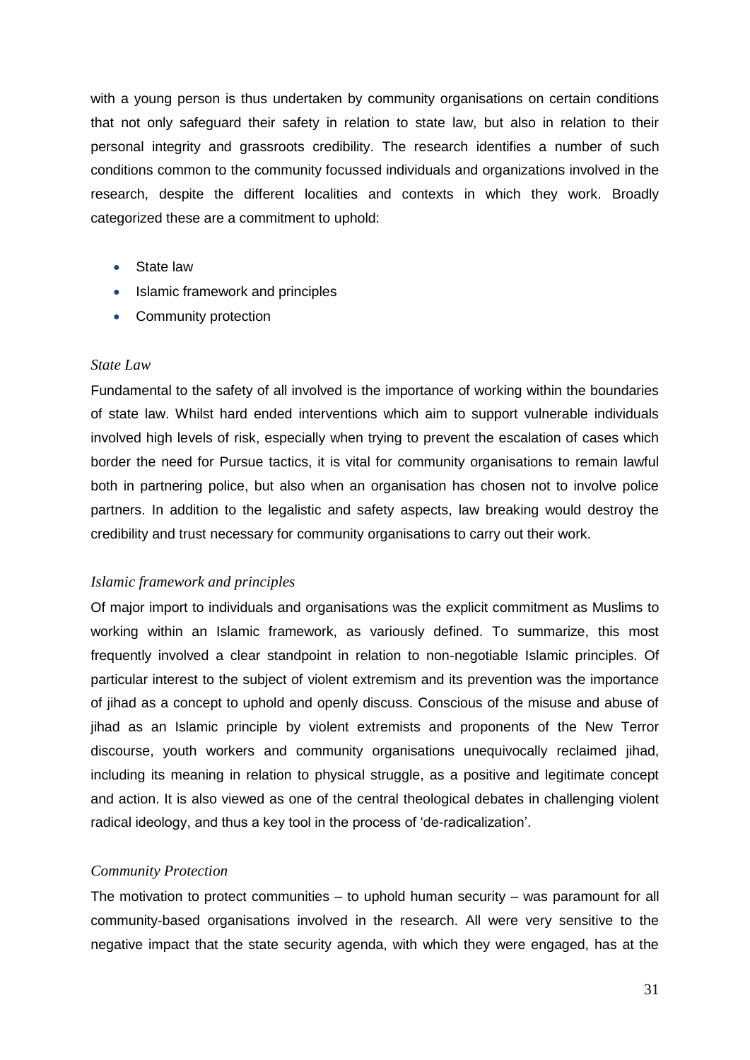with a young person is thus undertaken by community organisations on certain conditions that not only safeguard their safety in relation to state law, but also in relation to their personal integrity and grassroots credibility. The research identifies a number of such conditions common to the community focussed individuals and organizations involved in the research, despite the different localities and contexts in which they work. Broadly categorized these are a commitment to uphold:

- State law
- Islamic framework and principles
- Community protection

*State Law*

Fundamental to the safety of all involved is the importance of working within the boundaries of state law. Whilst hard ended interventions which aim to support vulnerable individuals involved high levels of risk, especially when trying to prevent the escalation of cases which border the need for Pursue tactics, it is vital for community organisations to remain lawful both in partnering police, but also when an organisation has chosen not to involve police partners. In addition to the legalistic and safety aspects, law breaking would destroy the credibility and trust necessary for community organisations to carry out their work.

*Islamic framework and principles*

Of major import to individuals and organisations was the explicit commitment as Muslims to working within an Islamic framework, as variously defined. To summarize, this most frequently involved a clear standpoint in relation to non-negotiable Islamic principles. Of particular interest to the subject of violent extremism and its prevention was the importance of jihad as a concept to uphold and openly discuss. Conscious of the misuse and abuse of jihad as an Islamic principle by violent extremists and proponents of the New Terror discourse, youth workers and community organisations unequivocally reclaimed jihad, including its meaning in relation to physical struggle, as a positive and legitimate concept and action. It is also viewed as one of the central theological debates in challenging violent radical ideology, and thus a key tool in the process of 'de-radicalization'.

*Community Protection*

The motivation to protect communities – to uphold human security – was paramount for all community-based organisations involved in the research. All were very sensitive to the negative impact that the state security agenda, with which they were engaged, has at the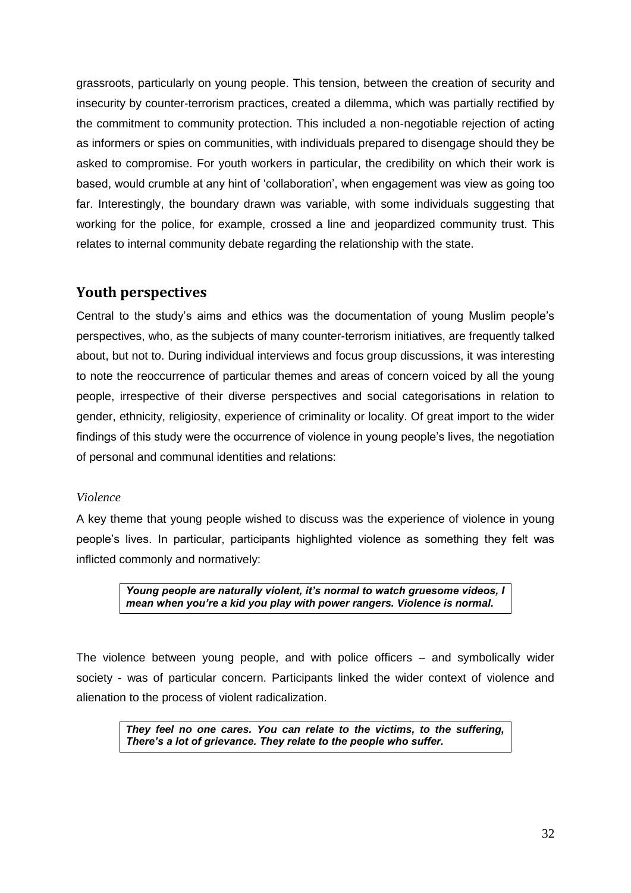grassroots, particularly on young people. This tension, between the creation of security and insecurity by counter-terrorism practices, created a dilemma, which was partially rectified by the commitment to community protection. This included a non-negotiable rejection of acting as informers or spies on communities, with individuals prepared to disengage should they be asked to compromise. For youth workers in particular, the credibility on which their work is based, would crumble at any hint of 'collaboration', when engagement was view as going too far. Interestingly, the boundary drawn was variable, with some individuals suggesting that working for the police, for example, crossed a line and jeopardized community trust. This relates to internal community debate regarding the relationship with the state.

## Youth perspectives

Central to the study's aims and ethics was the documentation of young Muslim people's perspectives, who, as the subjects of many counter-terrorism initiatives, are frequently talked about, but not to. During individual interviews and focus group discussions, it was interesting to note the reoccurrence of particular themes and areas of concern voiced by all the young people, irrespective of their diverse perspectives and social categorisations in relation to gender, ethnicity, religiosity, experience of criminality or locality. Of great import to the wider findings of this study were the occurrence of violence in young people's lives, the negotiation of personal and communal identities and relations:

### *Violence*

A key theme that young people wished to discuss was the experience of violence in young people's lives. In particular, participants highlighted violence as something they felt was inflicted commonly and normatively:

> ***Young people are naturally violent, it's normal to watch gruesome videos, I mean when you're a kid you play with power rangers. Violence is normal.***

The violence between young people, and with police officers – and symbolically wider society - was of particular concern. Participants linked the wider context of violence and alienation to the process of violent radicalization.

> ***They feel no one cares. You can relate to the victims, to the suffering, There's a lot of grievance. They relate to the people who suffer.***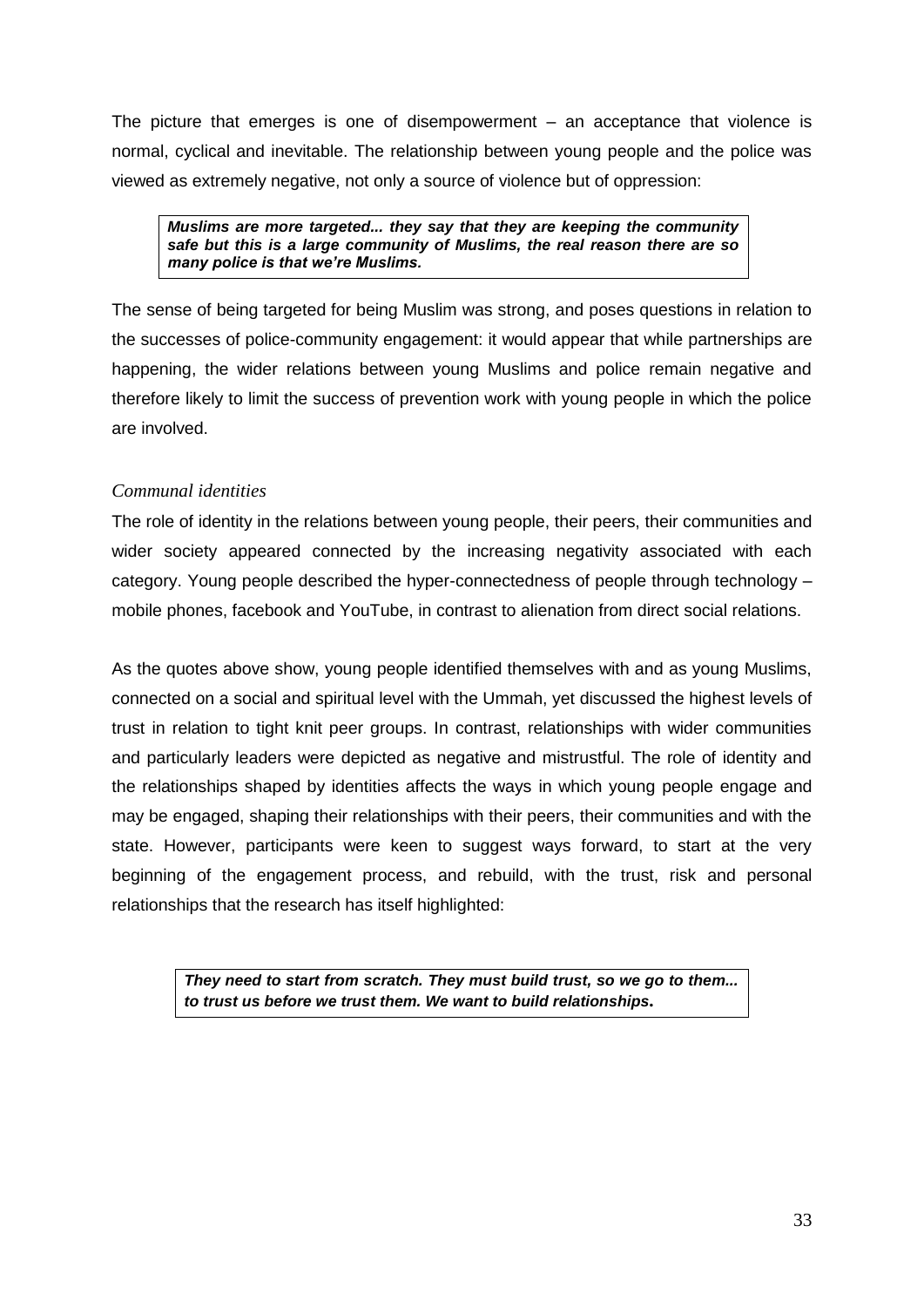The picture that emerges is one of disempowerment – an acceptance that violence is normal, cyclical and inevitable. The relationship between young people and the police was viewed as extremely negative, not only a source of violence but of oppression:

> ***Muslims are more targeted... they say that they are keeping the community safe but this is a large community of Muslims, the real reason there are so many police is that we're Muslims.***

The sense of being targeted for being Muslim was strong, and poses questions in relation to the successes of police-community engagement: it would appear that while partnerships are happening, the wider relations between young Muslims and police remain negative and therefore likely to limit the success of prevention work with young people in which the police are involved.

### *Communal identities*

The role of identity in the relations between young people, their peers, their communities and wider society appeared connected by the increasing negativity associated with each category. Young people described the hyper-connectedness of people through technology – mobile phones, facebook and YouTube, in contrast to alienation from direct social relations.

As the quotes above show, young people identified themselves with and as young Muslims, connected on a social and spiritual level with the Ummah, yet discussed the highest levels of trust in relation to tight knit peer groups. In contrast, relationships with wider communities and particularly leaders were depicted as negative and mistrustful. The role of identity and the relationships shaped by identities affects the ways in which young people engage and may be engaged, shaping their relationships with their peers, their communities and with the state. However, participants were keen to suggest ways forward, to start at the very beginning of the engagement process, and rebuild, with the trust, risk and personal relationships that the research has itself highlighted:

> ***They need to start from scratch. They must build trust, so we go to them... to trust us before we trust them. We want to build relationships.***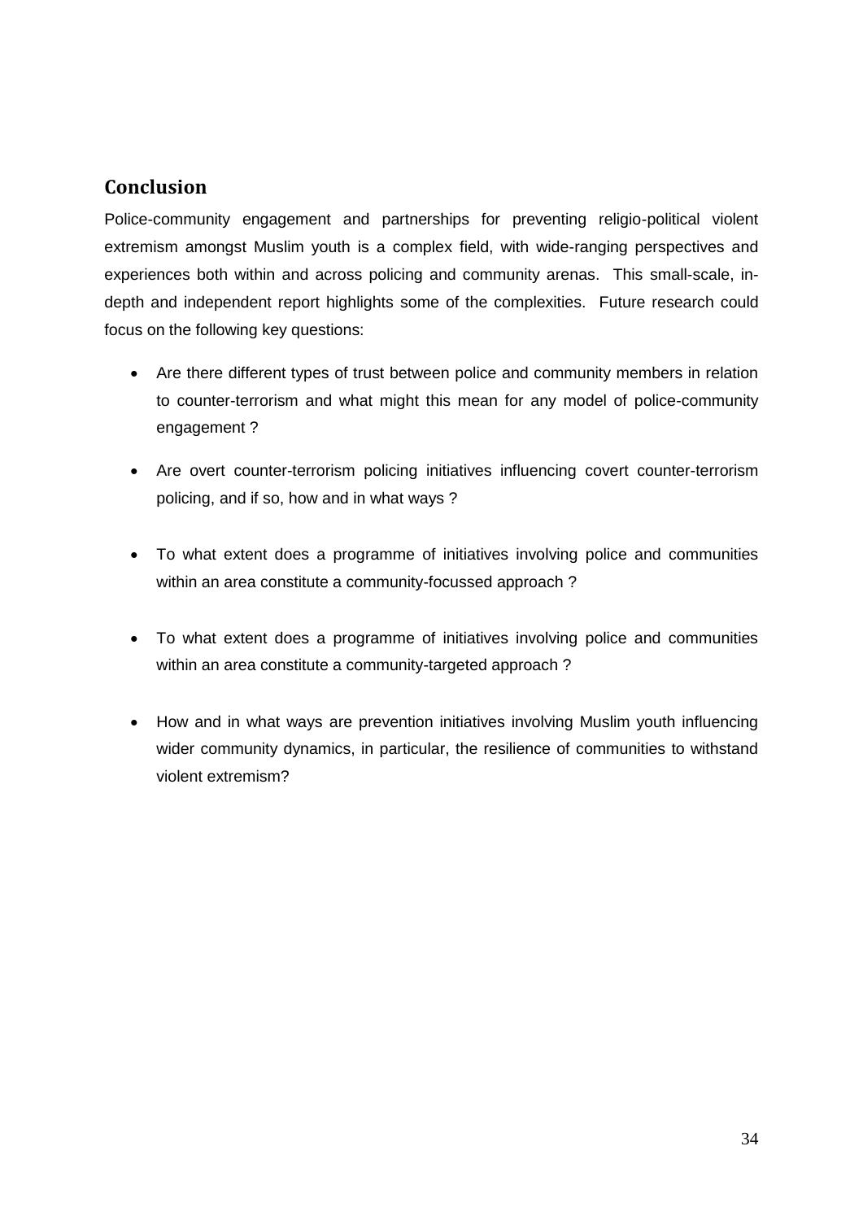## Conclusion

Police-community engagement and partnerships for preventing religio-political violent extremism amongst Muslim youth is a complex field, with wide-ranging perspectives and experiences both within and across policing and community arenas. This small-scale, in-depth and independent report highlights some of the complexities. Future research could focus on the following key questions:

- Are there different types of trust between police and community members in relation to counter-terrorism and what might this mean for any model of police-community engagement ?
- Are overt counter-terrorism policing initiatives influencing covert counter-terrorism policing, and if so, how and in what ways ?
- To what extent does a programme of initiatives involving police and communities within an area constitute a community-focussed approach ?
- To what extent does a programme of initiatives involving police and communities within an area constitute a community-targeted approach ?
- How and in what ways are prevention initiatives involving Muslim youth influencing wider community dynamics, in particular, the resilience of communities to withstand violent extremism?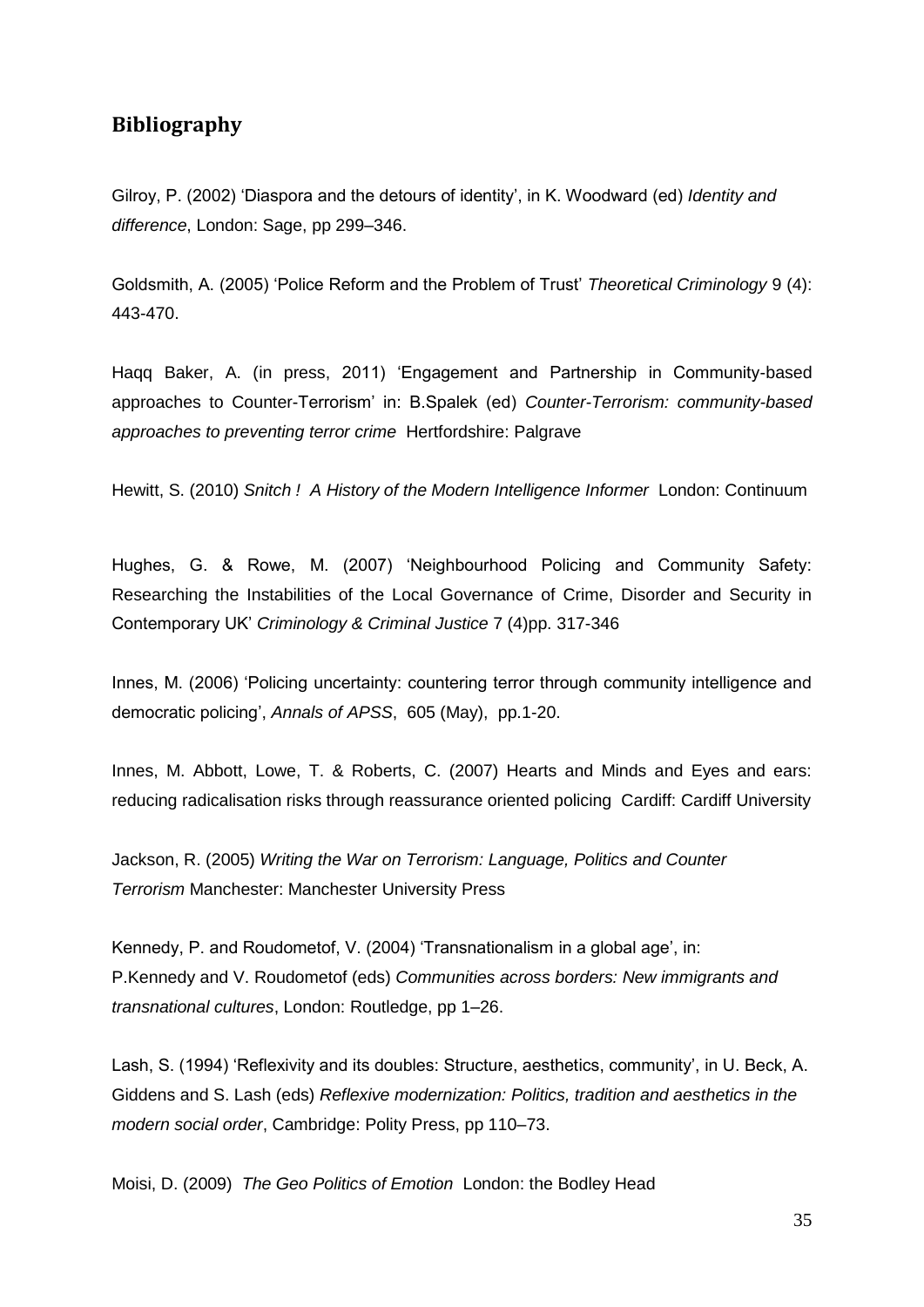## Bibliography

Gilroy, P. (2002) 'Diaspora and the detours of identity', in K. Woodward (ed) *Identity and difference*, London: Sage, pp 299–346.

Goldsmith, A. (2005) 'Police Reform and the Problem of Trust' *Theoretical Criminology* 9 (4): 443-470.

Haqq Baker, A. (in press, 2011) 'Engagement and Partnership in Community-based approaches to Counter-Terrorism' in: B.Spalek (ed) *Counter-Terrorism: community-based approaches to preventing terror crime* Hertfordshire: Palgrave

Hewitt, S. (2010) *Snitch ! A History of the Modern Intelligence Informer* London: Continuum

Hughes, G. & Rowe, M. (2007) 'Neighbourhood Policing and Community Safety: Researching the Instabilities of the Local Governance of Crime, Disorder and Security in Contemporary UK' *Criminology & Criminal Justice* 7 (4)pp. 317-346

Innes, M. (2006) 'Policing uncertainty: countering terror through community intelligence and democratic policing', *Annals of APSS*, 605 (May), pp.1-20.

Innes, M. Abbott, Lowe, T. & Roberts, C. (2007) Hearts and Minds and Eyes and ears: reducing radicalisation risks through reassurance oriented policing Cardiff: Cardiff University

Jackson, R. (2005) *Writing the War on Terrorism: Language, Politics and Counter Terrorism* Manchester: Manchester University Press

Kennedy, P. and Roudometof, V. (2004) 'Transnationalism in a global age', in: P.Kennedy and V. Roudometof (eds) *Communities across borders: New immigrants and transnational cultures*, London: Routledge, pp 1–26.

Lash, S. (1994) 'Reflexivity and its doubles: Structure, aesthetics, community', in U. Beck, A. Giddens and S. Lash (eds) *Reflexive modernization: Politics, tradition and aesthetics in the modern social order*, Cambridge: Polity Press, pp 110–73.

Moisi, D. (2009) *The Geo Politics of Emotion* London: the Bodley Head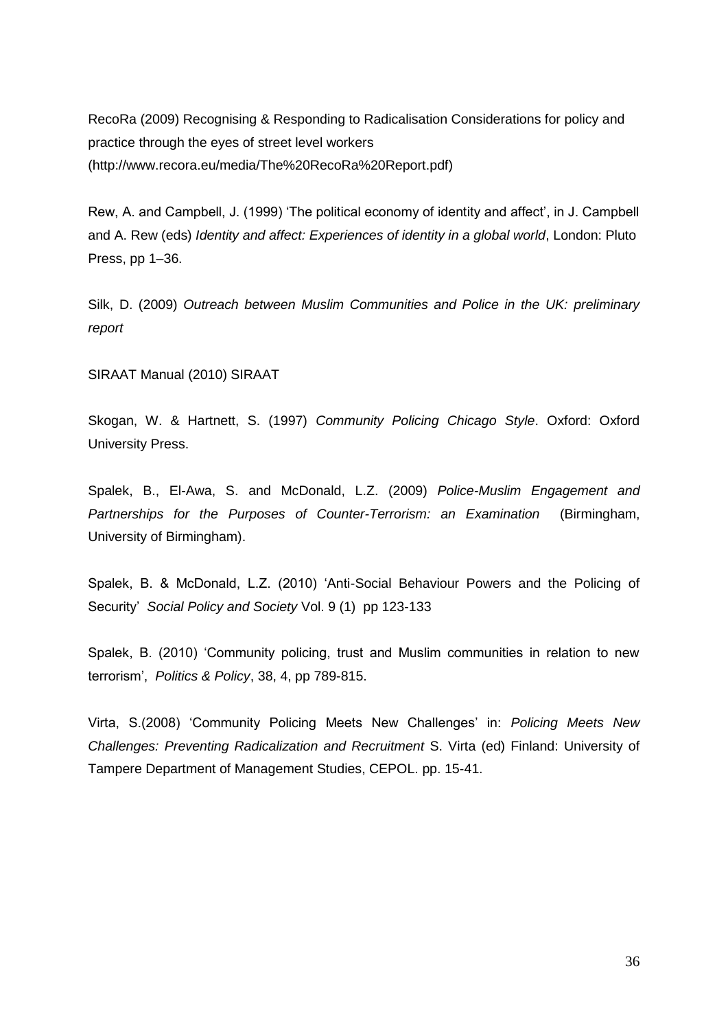RecoRa (2009) Recognising & Responding to Radicalisation Considerations for policy and practice through the eyes of street level workers (http://www.recora.eu/media/The%20RecoRa%20Report.pdf)

Rew, A. and Campbell, J. (1999) 'The political economy of identity and affect', in J. Campbell and A. Rew (eds) *Identity and affect: Experiences of identity in a global world*, London: Pluto Press, pp 1–36.

Silk, D. (2009) *Outreach between Muslim Communities and Police in the UK: preliminary report*

SIRAAT Manual (2010) SIRAAT

Skogan, W. & Hartnett, S. (1997) *Community Policing Chicago Style*. Oxford: Oxford University Press.

Spalek, B., El-Awa, S. and McDonald, L.Z. (2009) *Police-Muslim Engagement and Partnerships for the Purposes of Counter-Terrorism: an Examination* (Birmingham, University of Birmingham).

Spalek, B. & McDonald, L.Z. (2010) 'Anti-Social Behaviour Powers and the Policing of Security' *Social Policy and Society* Vol. 9 (1) pp 123-133

Spalek, B. (2010) 'Community policing, trust and Muslim communities in relation to new terrorism', *Politics & Policy*, 38, 4, pp 789-815.

Virta, S.(2008) 'Community Policing Meets New Challenges' in: *Policing Meets New Challenges: Preventing Radicalization and Recruitment* S. Virta (ed) Finland: University of Tampere Department of Management Studies, CEPOL. pp. 15-41.